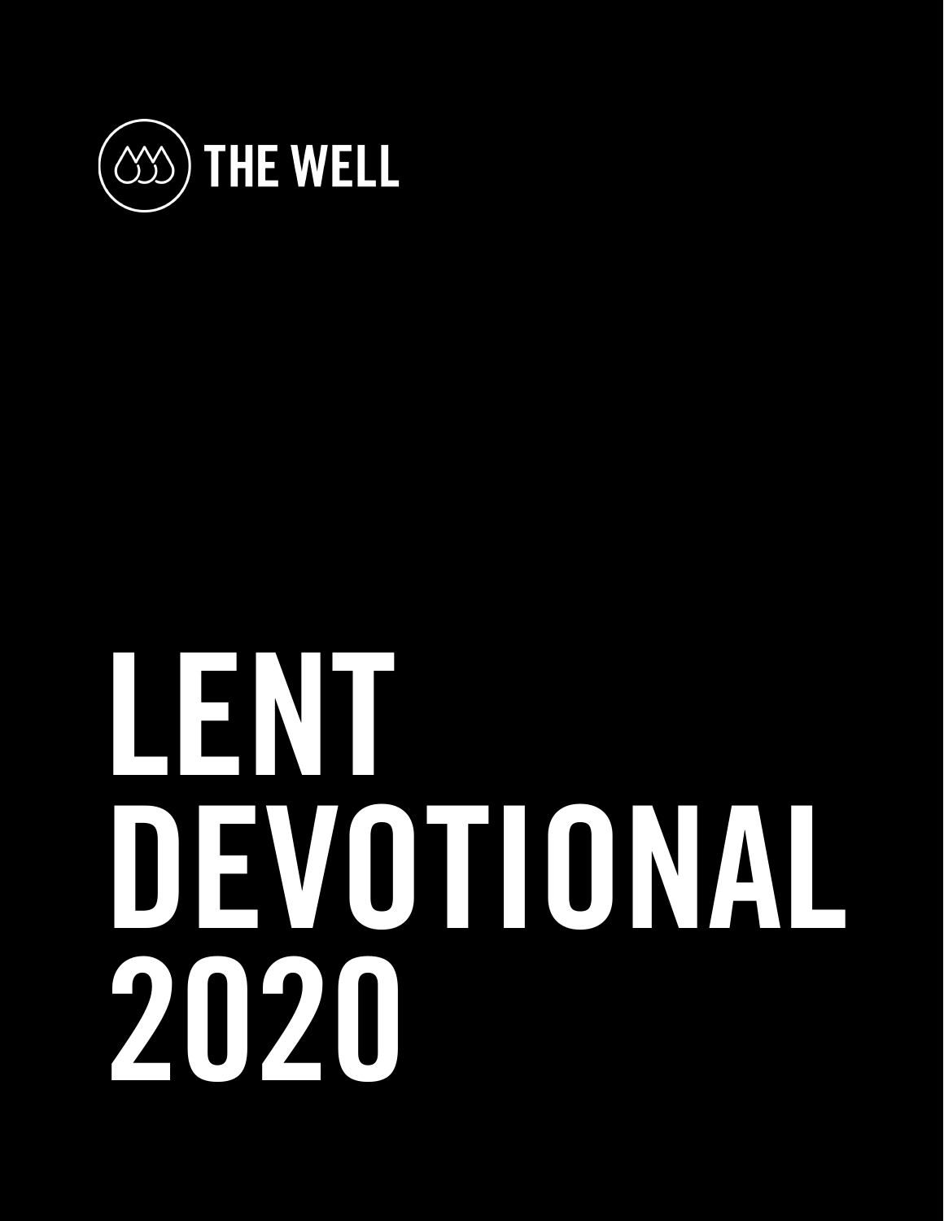THE WELL

# LENT DEVOTIONAL 2020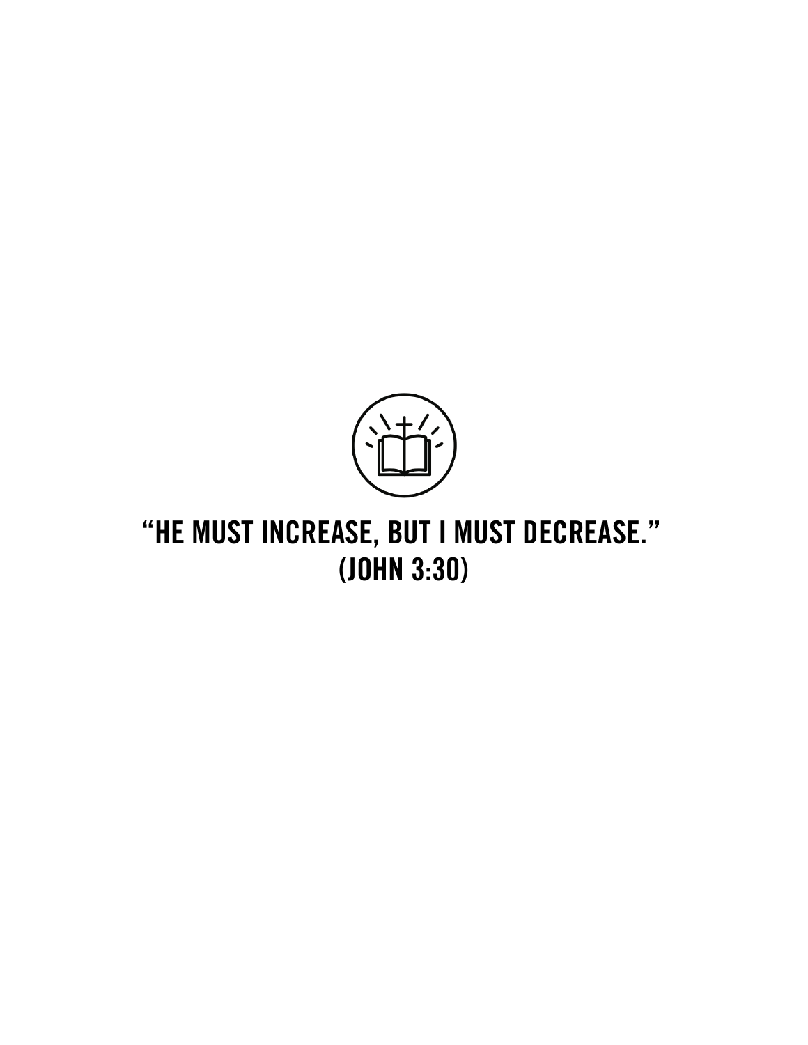"HE MUST INCREASE, BUT I MUST DECREASE."
(JOHN 3:30)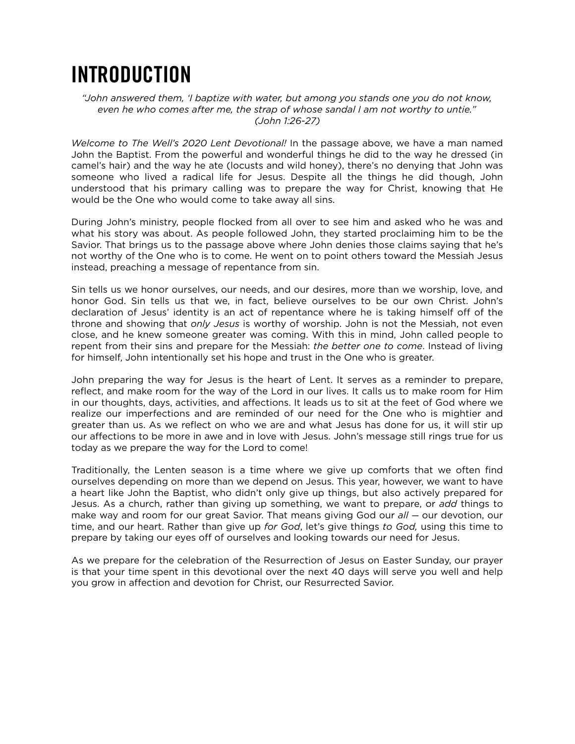# INTRODUCTION

*"John answered them, 'I baptize with water, but among you stands one you do not know, even he who comes after me, the strap of whose sandal I am not worthy to untie."*
*(John 1:26-27)*

*Welcome to The Well's 2020 Lent Devotional!* In the passage above, we have a man named John the Baptist. From the powerful and wonderful things he did to the way he dressed (in camel's hair) and the way he ate (locusts and wild honey), there's no denying that John was someone who lived a radical life for Jesus. Despite all the things he did though, John understood that his primary calling was to prepare the way for Christ, knowing that He would be the One who would come to take away all sins.

During John's ministry, people flocked from all over to see him and asked who he was and what his story was about. As people followed John, they started proclaiming him to be the Savior. That brings us to the passage above where John denies those claims saying that he's not worthy of the One who is to come. He went on to point others toward the Messiah Jesus instead, preaching a message of repentance from sin.

Sin tells us we honor ourselves, our needs, and our desires, more than we worship, love, and honor God. Sin tells us that we, in fact, believe ourselves to be our own Christ. John's declaration of Jesus' identity is an act of repentance where he is taking himself off of the throne and showing that *only Jesus* is worthy of worship. John is not the Messiah, not even close, and he knew someone greater was coming. With this in mind, John called people to repent from their sins and prepare for the Messiah: *the better one to come*. Instead of living for himself, John intentionally set his hope and trust in the One who is greater.

John preparing the way for Jesus is the heart of Lent. It serves as a reminder to prepare, reflect, and make room for the way of the Lord in our lives. It calls us to make room for Him in our thoughts, days, activities, and affections. It leads us to sit at the feet of God where we realize our imperfections and are reminded of our need for the One who is mightier and greater than us. As we reflect on who we are and what Jesus has done for us, it will stir up our affections to be more in awe and in love with Jesus. John's message still rings true for us today as we prepare the way for the Lord to come!

Traditionally, the Lenten season is a time where we give up comforts that we often find ourselves depending on more than we depend on Jesus. This year, however, we want to have a heart like John the Baptist, who didn't only give up things, but also actively prepared for Jesus. As a church, rather than giving up something, we want to prepare, or *add* things to make way and room for our great Savior. That means giving God our *all* — our devotion, our time, and our heart. Rather than give up *for God*, let's give things *to God,* using this time to prepare by taking our eyes off of ourselves and looking towards our need for Jesus.

As we prepare for the celebration of the Resurrection of Jesus on Easter Sunday, our prayer is that your time spent in this devotional over the next 40 days will serve you well and help you grow in affection and devotion for Christ, our Resurrected Savior.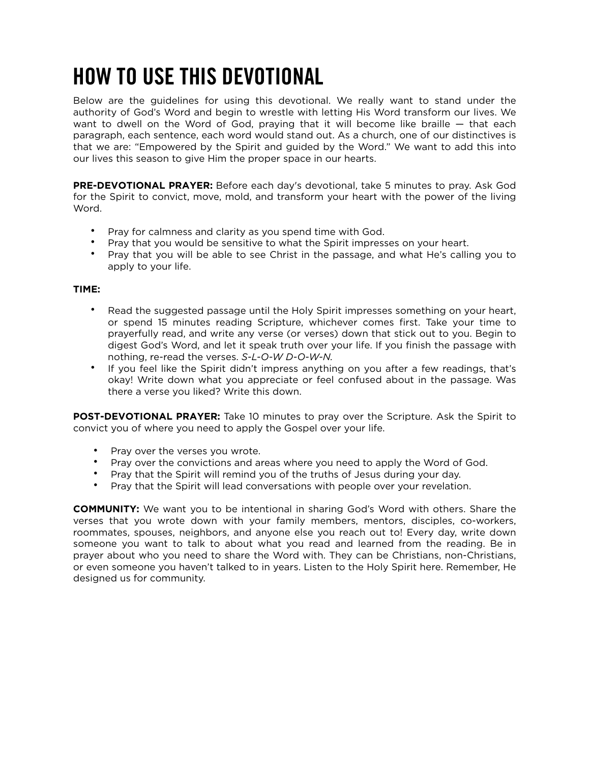# HOW TO USE THIS DEVOTIONAL

Below are the guidelines for using this devotional. We really want to stand under the authority of God's Word and begin to wrestle with letting His Word transform our lives. We want to dwell on the Word of God, praying that it will become like braille — that each paragraph, each sentence, each word would stand out. As a church, one of our distinctives is that we are: "Empowered by the Spirit and guided by the Word." We want to add this into our lives this season to give Him the proper space in our hearts.

**PRE-DEVOTIONAL PRAYER:** Before each day's devotional, take 5 minutes to pray. Ask God for the Spirit to convict, move, mold, and transform your heart with the power of the living Word.

- Pray for calmness and clarity as you spend time with God.
- Pray that you would be sensitive to what the Spirit impresses on your heart.
- Pray that you will be able to see Christ in the passage, and what He's calling you to apply to your life.

**TIME:**

- Read the suggested passage until the Holy Spirit impresses something on your heart, or spend 15 minutes reading Scripture, whichever comes first. Take your time to prayerfully read, and write any verse (or verses) down that stick out to you. Begin to digest God's Word, and let it speak truth over your life. If you finish the passage with nothing, re-read the verses. *S-L-O-W D-O-W-N.*
- If you feel like the Spirit didn't impress anything on you after a few readings, that's okay! Write down what you appreciate or feel confused about in the passage. Was there a verse you liked? Write this down.

**POST-DEVOTIONAL PRAYER:** Take 10 minutes to pray over the Scripture. Ask the Spirit to convict you of where you need to apply the Gospel over your life.

- Pray over the verses you wrote.
- Pray over the convictions and areas where you need to apply the Word of God.
- Pray that the Spirit will remind you of the truths of Jesus during your day.
- Pray that the Spirit will lead conversations with people over your revelation.

**COMMUNITY:** We want you to be intentional in sharing God's Word with others. Share the verses that you wrote down with your family members, mentors, disciples, co-workers, roommates, spouses, neighbors, and anyone else you reach out to! Every day, write down someone you want to talk to about what you read and learned from the reading. Be in prayer about who you need to share the Word with. They can be Christians, non-Christians, or even someone you haven't talked to in years. Listen to the Holy Spirit here. Remember, He designed us for community.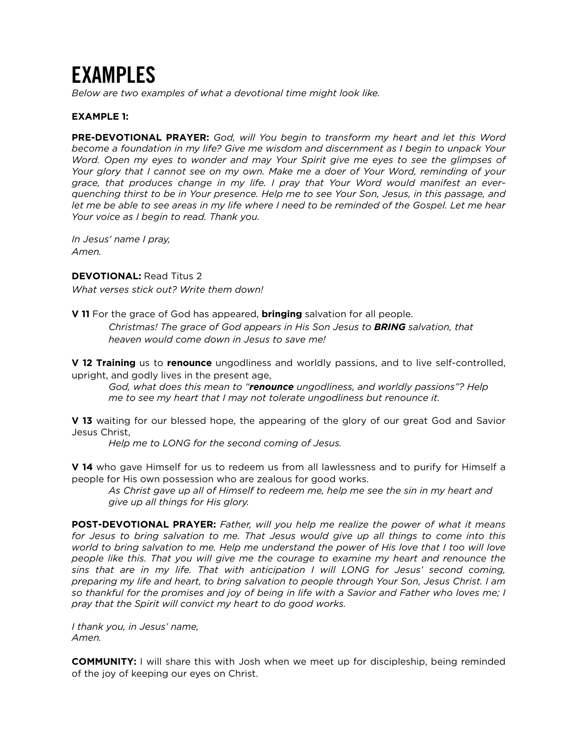# EXAMPLES

*Below are two examples of what a devotional time might look like.*

**EXAMPLE 1:**

**PRE-DEVOTIONAL PRAYER:** *God, will You begin to transform my heart and let this Word become a foundation in my life? Give me wisdom and discernment as I begin to unpack Your Word. Open my eyes to wonder and may Your Spirit give me eyes to see the glimpses of Your glory that I cannot see on my own. Make me a doer of Your Word, reminding of your grace, that produces change in my life. I pray that Your Word would manifest an ever-quenching thirst to be in Your presence. Help me to see Your Son, Jesus, in this passage, and let me be able to see areas in my life where I need to be reminded of the Gospel. Let me hear Your voice as I begin to read. Thank you.*

*In Jesus' name I pray,*
*Amen.*

**DEVOTIONAL:** Read Titus 2
*What verses stick out? Write them down!*

**V 11** For the grace of God has appeared, **bringing** salvation for all people.

> *Christmas! The grace of God appears in His Son Jesus to **BRING** salvation, that heaven would come down in Jesus to save me!*

**V 12 Training** us to **renounce** ungodliness and worldly passions, and to live self-controlled, upright, and godly lives in the present age,

> *God, what does this mean to "**renounce** ungodliness, and worldly passions"? Help me to see my heart that I may not tolerate ungodliness but renounce it.*

**V 13** waiting for our blessed hope, the appearing of the glory of our great God and Savior Jesus Christ,

> *Help me to LONG for the second coming of Jesus.*

**V 14** who gave Himself for us to redeem us from all lawlessness and to purify for Himself a people for His own possession who are zealous for good works.

> *As Christ gave up all of Himself to redeem me, help me see the sin in my heart and give up all things for His glory.*

**POST-DEVOTIONAL PRAYER:** *Father, will you help me realize the power of what it means for Jesus to bring salvation to me. That Jesus would give up all things to come into this world to bring salvation to me. Help me understand the power of His love that I too will love people like this. That you will give me the courage to examine my heart and renounce the sins that are in my life. That with anticipation I will LONG for Jesus' second coming, preparing my life and heart, to bring salvation to people through Your Son, Jesus Christ. I am so thankful for the promises and joy of being in life with a Savior and Father who loves me; I pray that the Spirit will convict my heart to do good works.*

*I thank you, in Jesus' name,*
*Amen.*

**COMMUNITY:** I will share this with Josh when we meet up for discipleship, being reminded of the joy of keeping our eyes on Christ.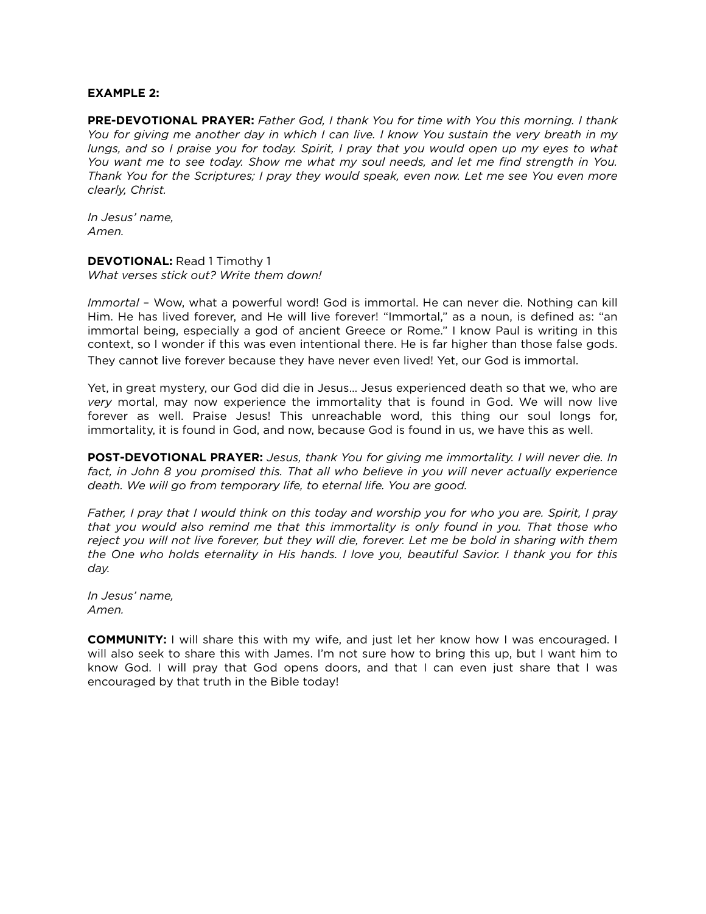**EXAMPLE 2:**

**PRE-DEVOTIONAL PRAYER:** *Father God, I thank You for time with You this morning. I thank You for giving me another day in which I can live. I know You sustain the very breath in my lungs, and so I praise you for today. Spirit, I pray that you would open up my eyes to what You want me to see today. Show me what my soul needs, and let me find strength in You. Thank You for the Scriptures; I pray they would speak, even now. Let me see You even more clearly, Christ.*

*In Jesus' name,*
*Amen.*

**DEVOTIONAL:** Read 1 Timothy 1
*What verses stick out? Write them down!*

*Immortal* – Wow, what a powerful word! God is immortal. He can never die. Nothing can kill Him. He has lived forever, and He will live forever! "Immortal," as a noun, is defined as: "an immortal being, especially a god of ancient Greece or Rome." I know Paul is writing in this context, so I wonder if this was even intentional there. He is far higher than those false gods. They cannot live forever because they have never even lived! Yet, our God is immortal.

Yet, in great mystery, our God did die in Jesus... Jesus experienced death so that we, who are *very* mortal, may now experience the immortality that is found in God. We will now live forever as well. Praise Jesus! This unreachable word, this thing our soul longs for, immortality, it is found in God, and now, because God is found in us, we have this as well.

**POST-DEVOTIONAL PRAYER:** *Jesus, thank You for giving me immortality. I will never die. In fact, in John 8 you promised this. That all who believe in you will never actually experience death. We will go from temporary life, to eternal life. You are good.*

*Father, I pray that I would think on this today and worship you for who you are. Spirit, I pray that you would also remind me that this immortality is only found in you. That those who reject you will not live forever, but they will die, forever. Let me be bold in sharing with them the One who holds eternality in His hands. I love you, beautiful Savior. I thank you for this day.*

*In Jesus' name,*
*Amen.*

**COMMUNITY:** I will share this with my wife, and just let her know how I was encouraged. I will also seek to share this with James. I'm not sure how to bring this up, but I want him to know God. I will pray that God opens doors, and that I can even just share that I was encouraged by that truth in the Bible today!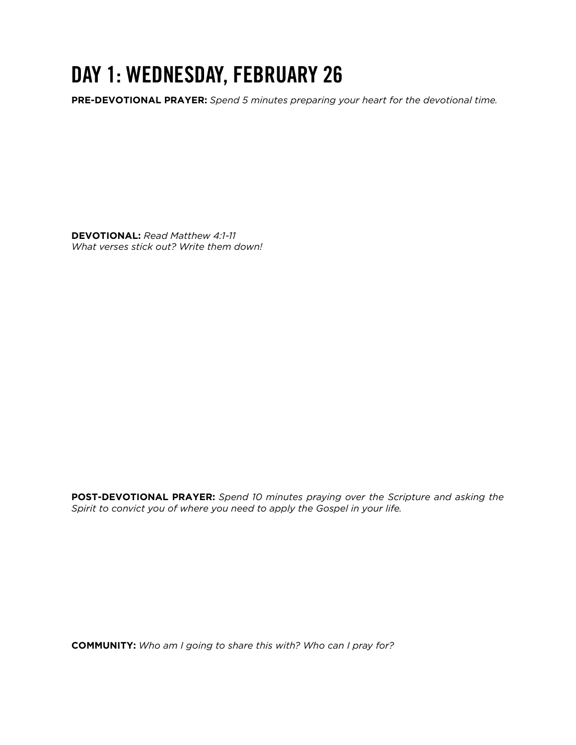# DAY 1: WEDNESDAY, FEBRUARY 26

**PRE-DEVOTIONAL PRAYER:** *Spend 5 minutes preparing your heart for the devotional time.*

**DEVOTIONAL:** *Read Matthew 4:1-11*
*What verses stick out? Write them down!*

**POST-DEVOTIONAL PRAYER:** *Spend 10 minutes praying over the Scripture and asking the Spirit to convict you of where you need to apply the Gospel in your life.*

**COMMUNITY:** *Who am I going to share this with? Who can I pray for?*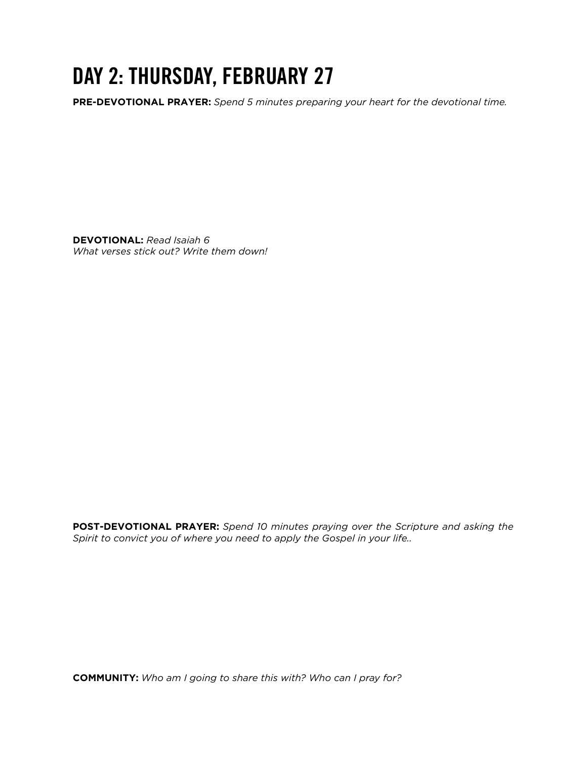# DAY 2: THURSDAY, FEBRUARY 27

**PRE-DEVOTIONAL PRAYER:** *Spend 5 minutes preparing your heart for the devotional time.*

**DEVOTIONAL:** *Read Isaiah 6*
*What verses stick out? Write them down!*

**POST-DEVOTIONAL PRAYER:** *Spend 10 minutes praying over the Scripture and asking the Spirit to convict you of where you need to apply the Gospel in your life..*

**COMMUNITY:** *Who am I going to share this with? Who can I pray for?*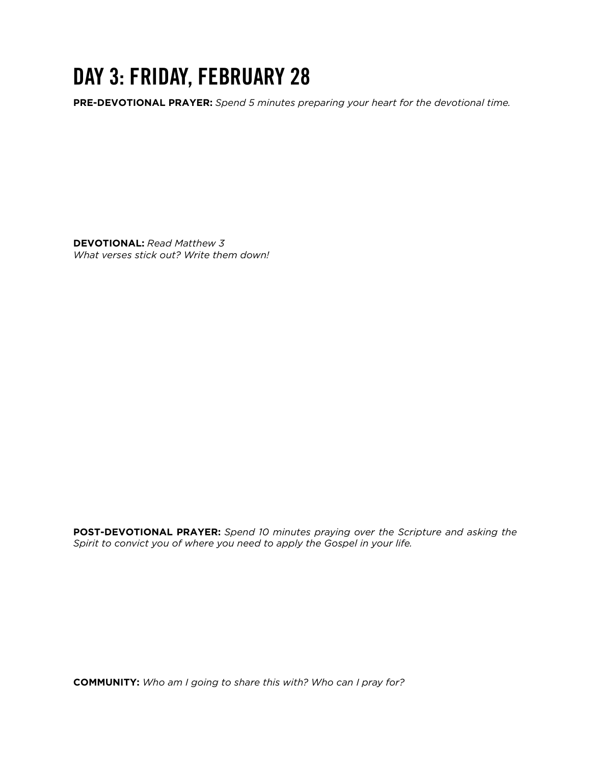# DAY 3: FRIDAY, FEBRUARY 28

**PRE-DEVOTIONAL PRAYER:** *Spend 5 minutes preparing your heart for the devotional time.*

**DEVOTIONAL:** *Read Matthew 3*
*What verses stick out? Write them down!*

**POST-DEVOTIONAL PRAYER:** *Spend 10 minutes praying over the Scripture and asking the Spirit to convict you of where you need to apply the Gospel in your life.*

**COMMUNITY:** *Who am I going to share this with? Who can I pray for?*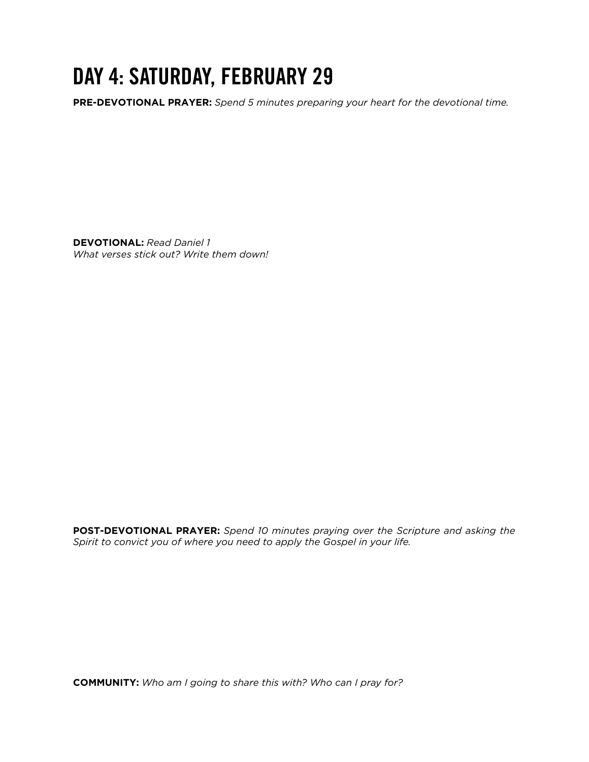# DAY 4: SATURDAY, FEBRUARY 29

**PRE-DEVOTIONAL PRAYER:** *Spend 5 minutes preparing your heart for the devotional time.*

**DEVOTIONAL:** *Read Daniel 1*
*What verses stick out? Write them down!*

**POST-DEVOTIONAL PRAYER:** *Spend 10 minutes praying over the Scripture and asking the Spirit to convict you of where you need to apply the Gospel in your life.*

**COMMUNITY:** *Who am I going to share this with? Who can I pray for?*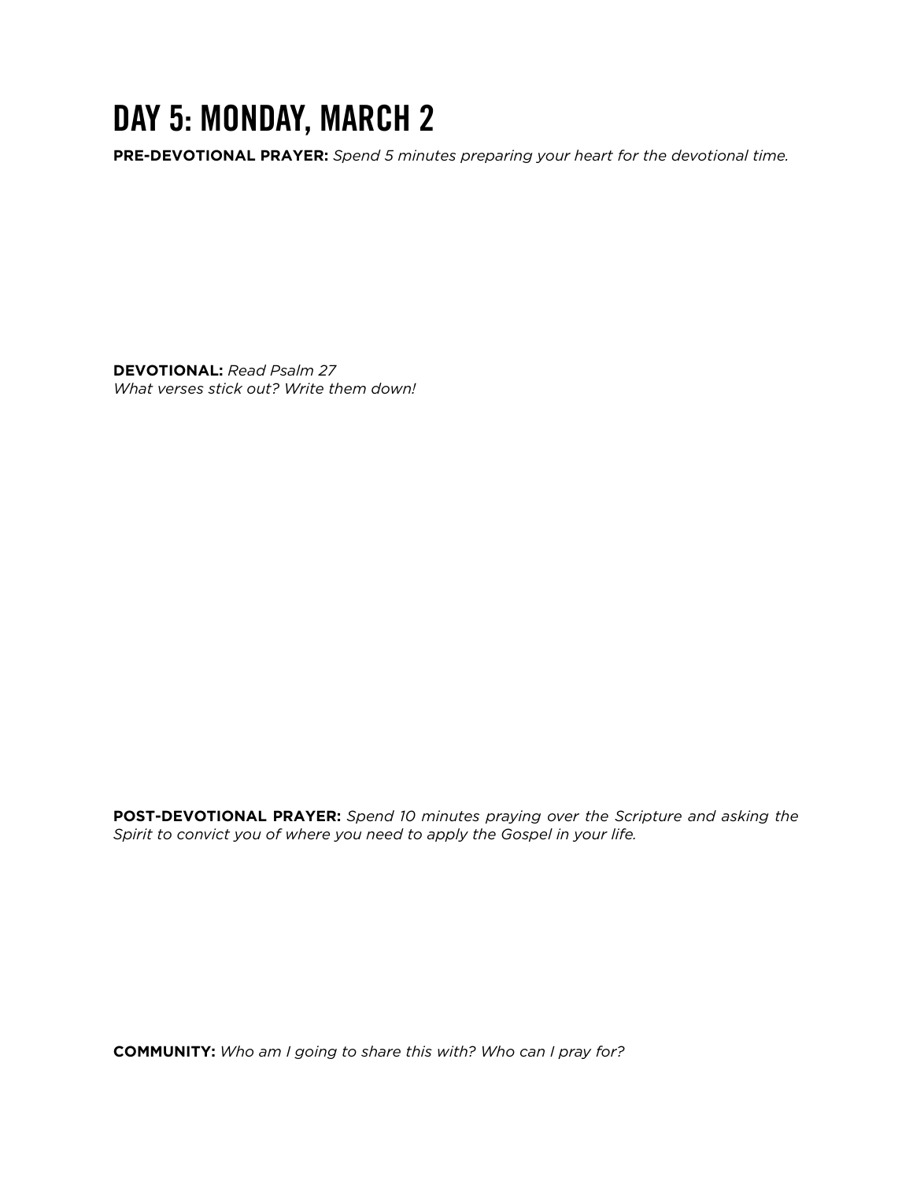# DAY 5: MONDAY, MARCH 2

**PRE-DEVOTIONAL PRAYER:** *Spend 5 minutes preparing your heart for the devotional time.*

**DEVOTIONAL:** *Read Psalm 27*
*What verses stick out? Write them down!*

**POST-DEVOTIONAL PRAYER:** *Spend 10 minutes praying over the Scripture and asking the Spirit to convict you of where you need to apply the Gospel in your life.*

**COMMUNITY:** *Who am I going to share this with? Who can I pray for?*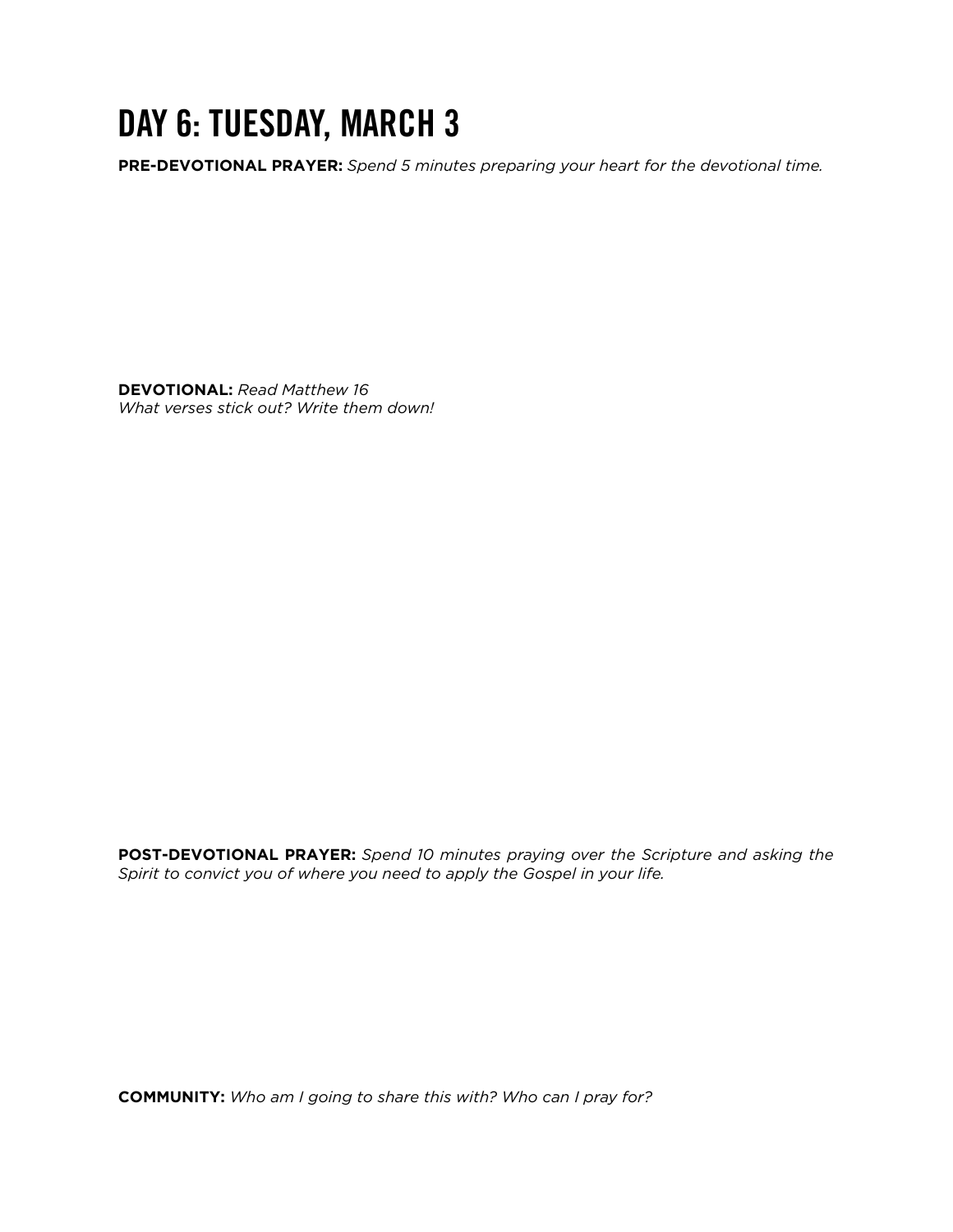# DAY 6: TUESDAY, MARCH 3

**PRE-DEVOTIONAL PRAYER:** *Spend 5 minutes preparing your heart for the devotional time.*

**DEVOTIONAL:** *Read Matthew 16*
*What verses stick out? Write them down!*

**POST-DEVOTIONAL PRAYER:** *Spend 10 minutes praying over the Scripture and asking the Spirit to convict you of where you need to apply the Gospel in your life.*

**COMMUNITY:** *Who am I going to share this with? Who can I pray for?*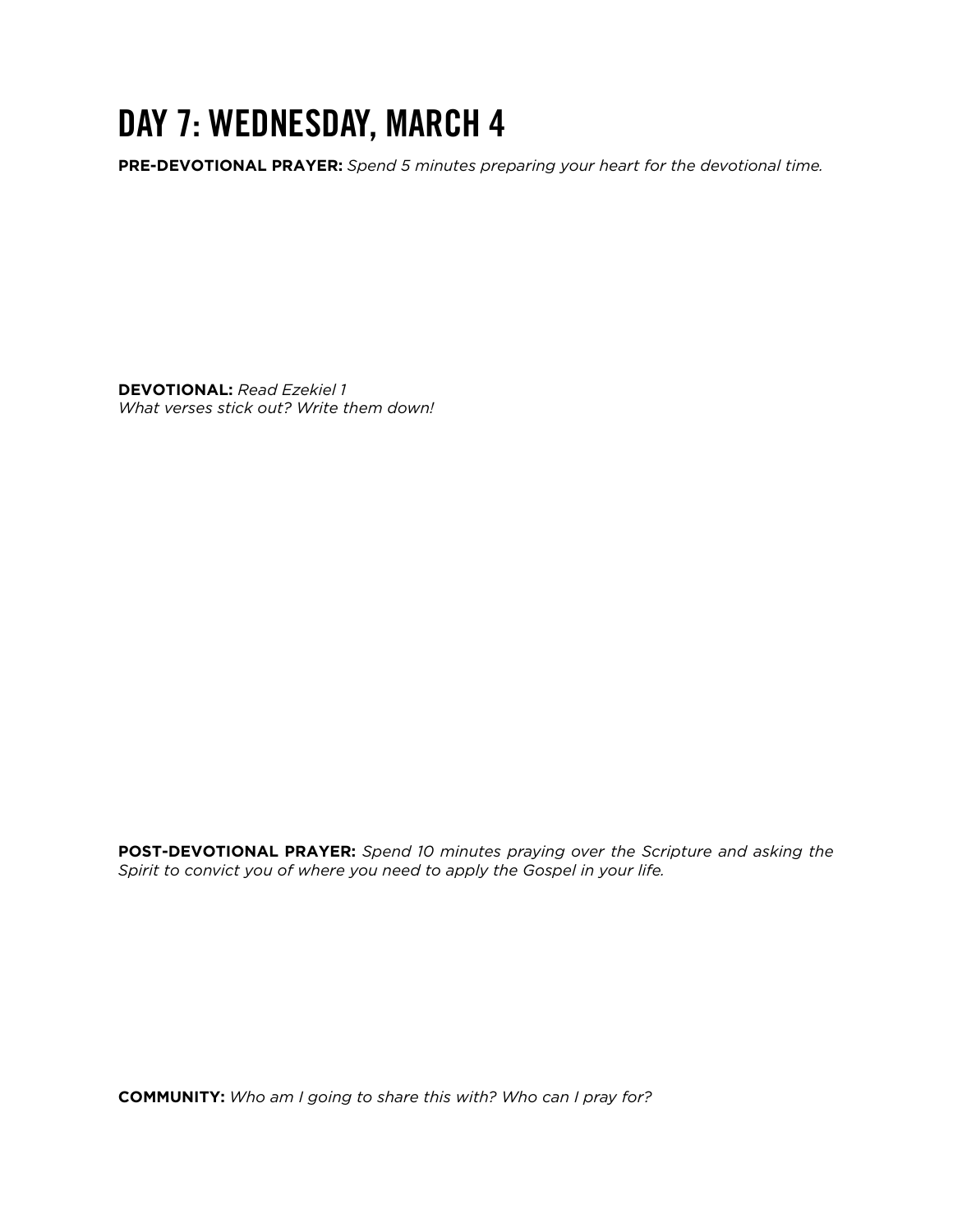# DAY 7: WEDNESDAY, MARCH 4

**PRE-DEVOTIONAL PRAYER:** *Spend 5 minutes preparing your heart for the devotional time.*

**DEVOTIONAL:** *Read Ezekiel 1*
*What verses stick out? Write them down!*

**POST-DEVOTIONAL PRAYER:** *Spend 10 minutes praying over the Scripture and asking the Spirit to convict you of where you need to apply the Gospel in your life.*

**COMMUNITY:** *Who am I going to share this with? Who can I pray for?*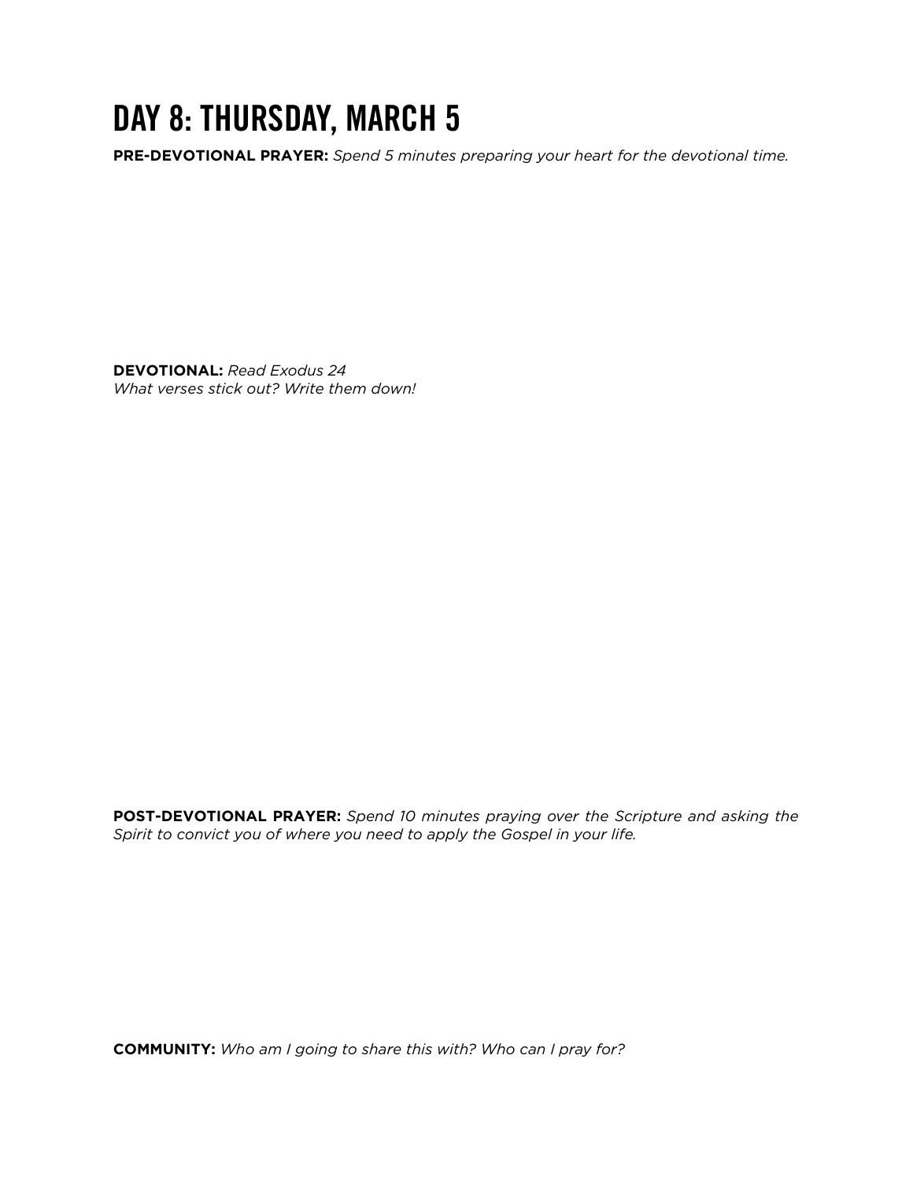# DAY 8: THURSDAY, MARCH 5

**PRE-DEVOTIONAL PRAYER:** *Spend 5 minutes preparing your heart for the devotional time.*

**DEVOTIONAL:** *Read Exodus 24*
*What verses stick out? Write them down!*

**POST-DEVOTIONAL PRAYER:** *Spend 10 minutes praying over the Scripture and asking the Spirit to convict you of where you need to apply the Gospel in your life.*

**COMMUNITY:** *Who am I going to share this with? Who can I pray for?*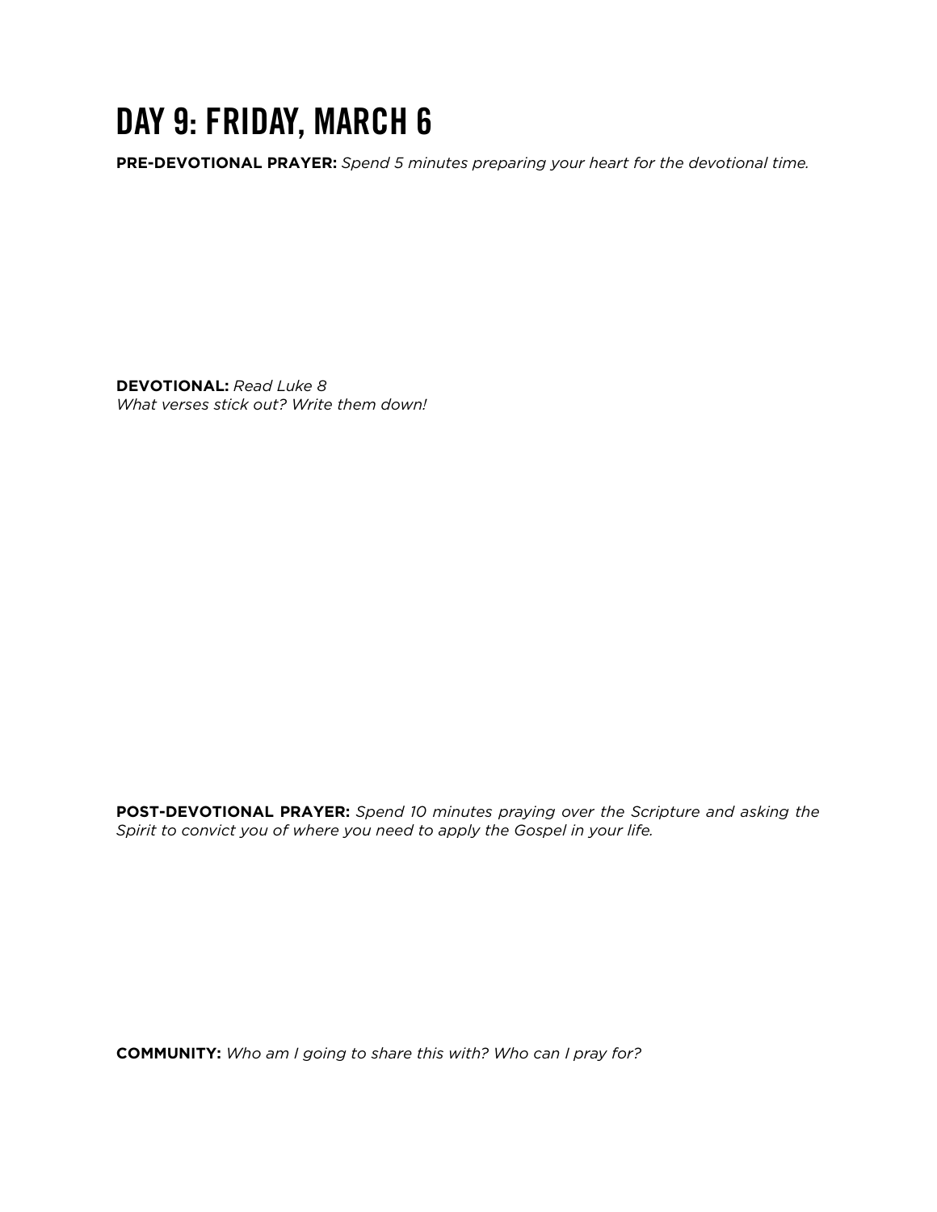# DAY 9: FRIDAY, MARCH 6

**PRE-DEVOTIONAL PRAYER:** *Spend 5 minutes preparing your heart for the devotional time.*

**DEVOTIONAL:** *Read Luke 8*
*What verses stick out? Write them down!*

**POST-DEVOTIONAL PRAYER:** *Spend 10 minutes praying over the Scripture and asking the Spirit to convict you of where you need to apply the Gospel in your life.*

**COMMUNITY:** *Who am I going to share this with? Who can I pray for?*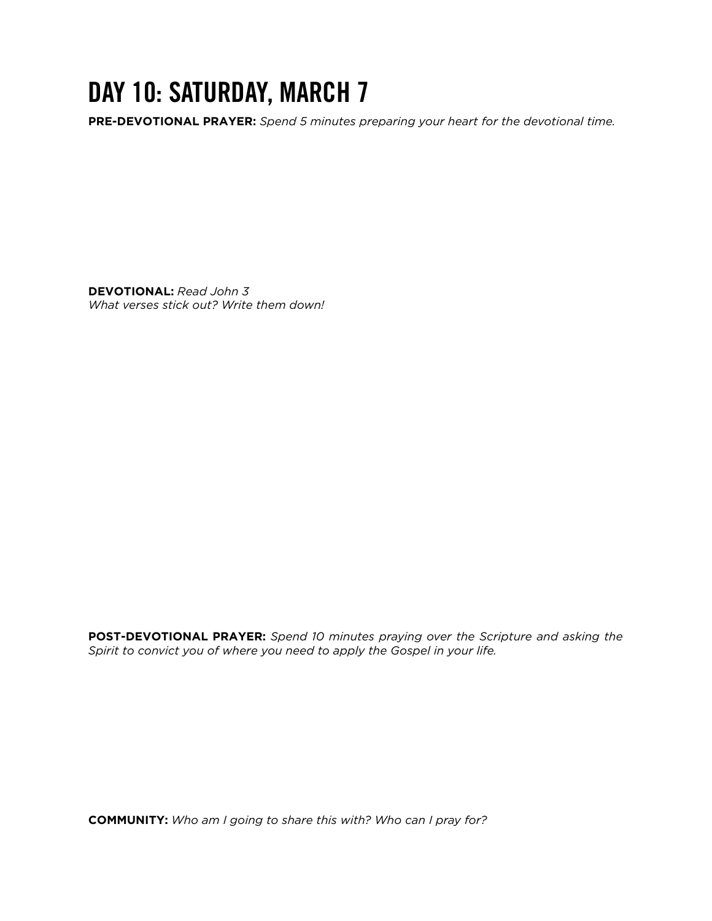# DAY 10: SATURDAY, MARCH 7

**PRE-DEVOTIONAL PRAYER:** *Spend 5 minutes preparing your heart for the devotional time.*

**DEVOTIONAL:** *Read John 3*
*What verses stick out? Write them down!*

**POST-DEVOTIONAL PRAYER:** *Spend 10 minutes praying over the Scripture and asking the Spirit to convict you of where you need to apply the Gospel in your life.*

**COMMUNITY:** *Who am I going to share this with? Who can I pray for?*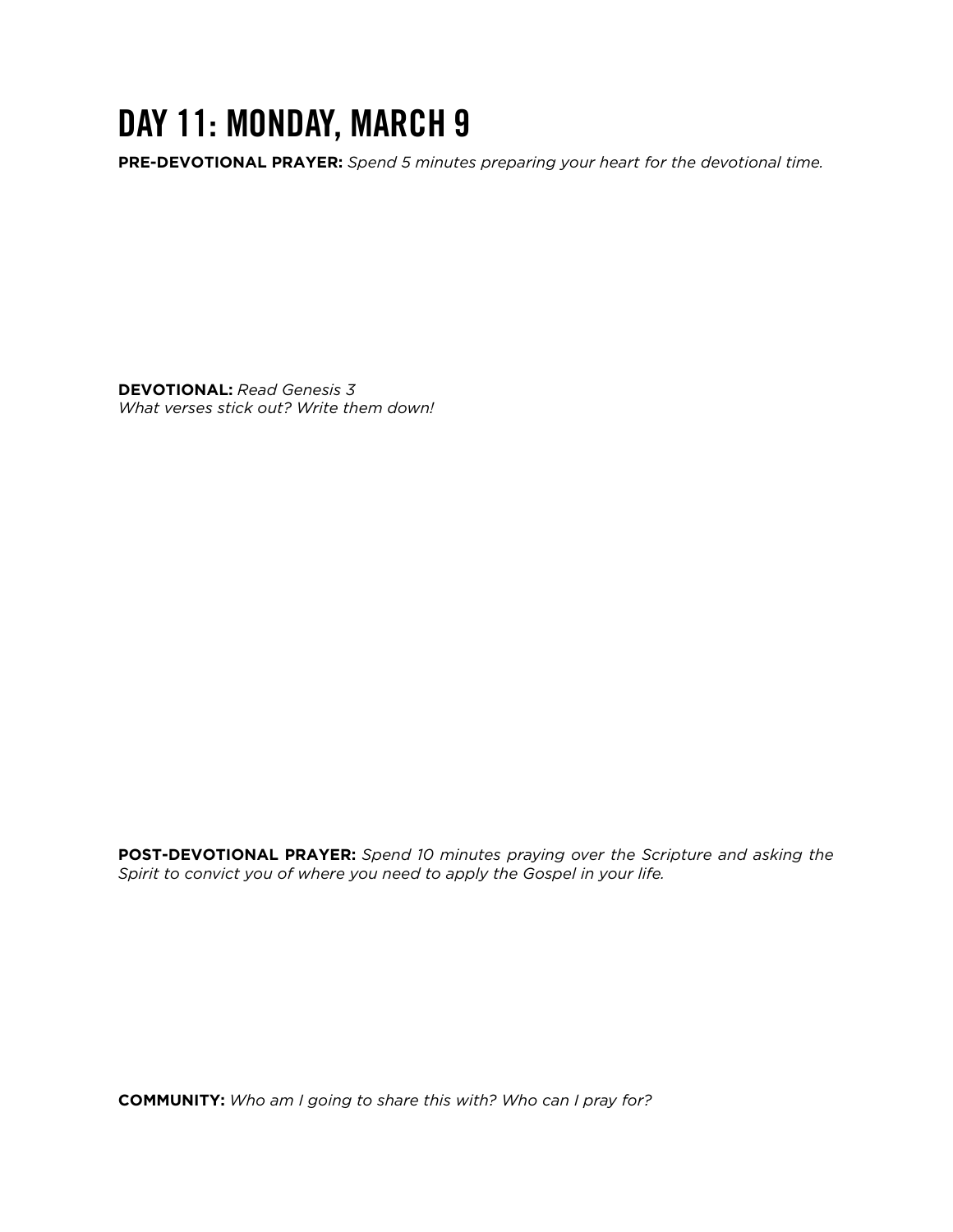# DAY 11: MONDAY, MARCH 9

**PRE-DEVOTIONAL PRAYER:** *Spend 5 minutes preparing your heart for the devotional time.*

**DEVOTIONAL:** *Read Genesis 3*
*What verses stick out? Write them down!*

**POST-DEVOTIONAL PRAYER:** *Spend 10 minutes praying over the Scripture and asking the Spirit to convict you of where you need to apply the Gospel in your life.*

**COMMUNITY:** *Who am I going to share this with? Who can I pray for?*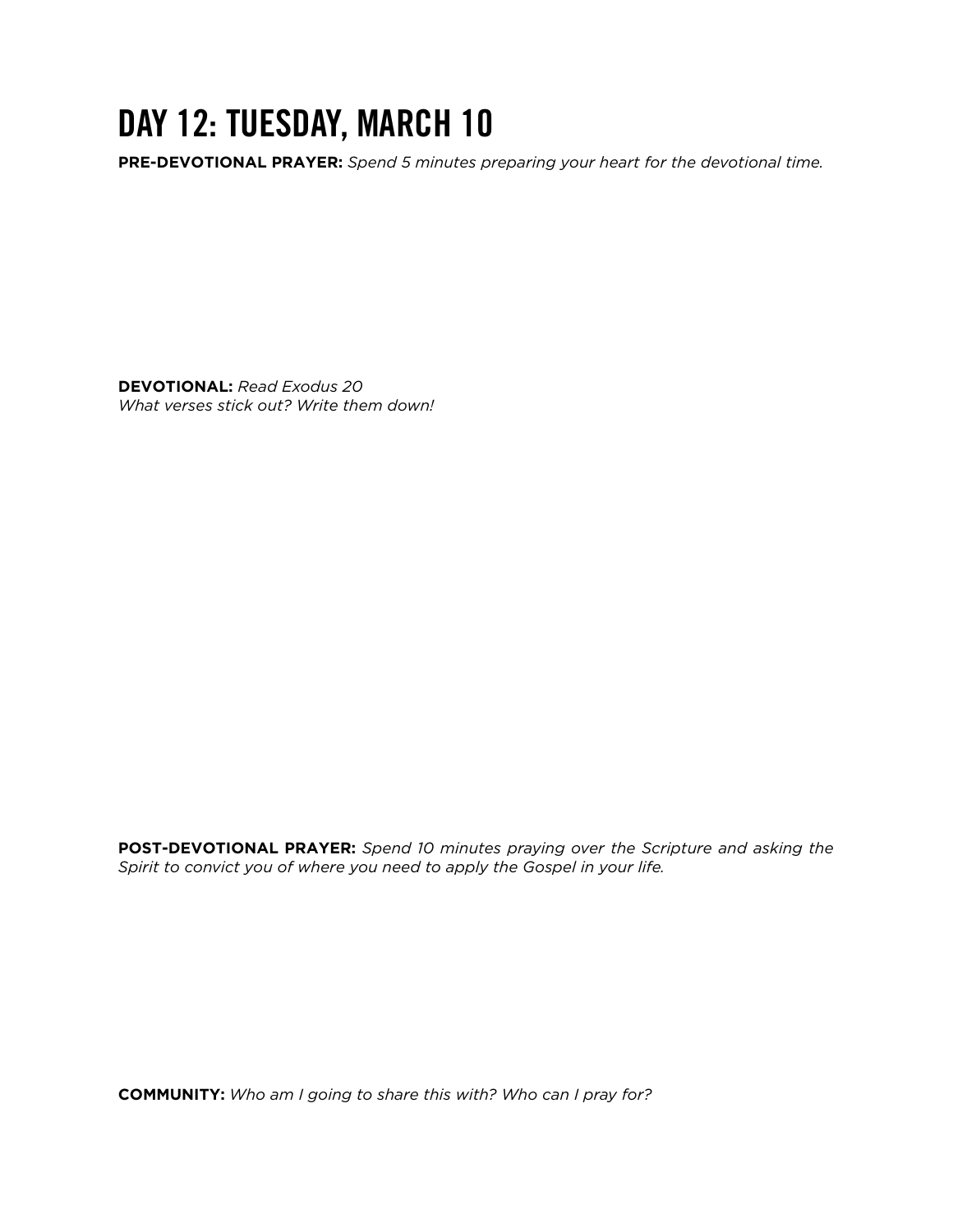# DAY 12: TUESDAY, MARCH 10

**PRE-DEVOTIONAL PRAYER:** *Spend 5 minutes preparing your heart for the devotional time.*

**DEVOTIONAL:** *Read Exodus 20*
*What verses stick out? Write them down!*

**POST-DEVOTIONAL PRAYER:** *Spend 10 minutes praying over the Scripture and asking the Spirit to convict you of where you need to apply the Gospel in your life.*

**COMMUNITY:** *Who am I going to share this with? Who can I pray for?*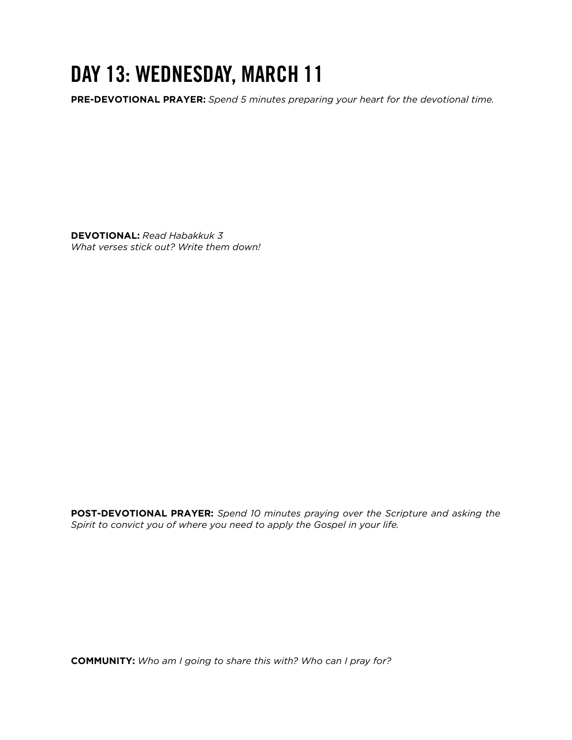# DAY 13: WEDNESDAY, MARCH 11

**PRE-DEVOTIONAL PRAYER:** *Spend 5 minutes preparing your heart for the devotional time.*

**DEVOTIONAL:** *Read Habakkuk 3*
*What verses stick out? Write them down!*

**POST-DEVOTIONAL PRAYER:** *Spend 10 minutes praying over the Scripture and asking the Spirit to convict you of where you need to apply the Gospel in your life.*

**COMMUNITY:** *Who am I going to share this with? Who can I pray for?*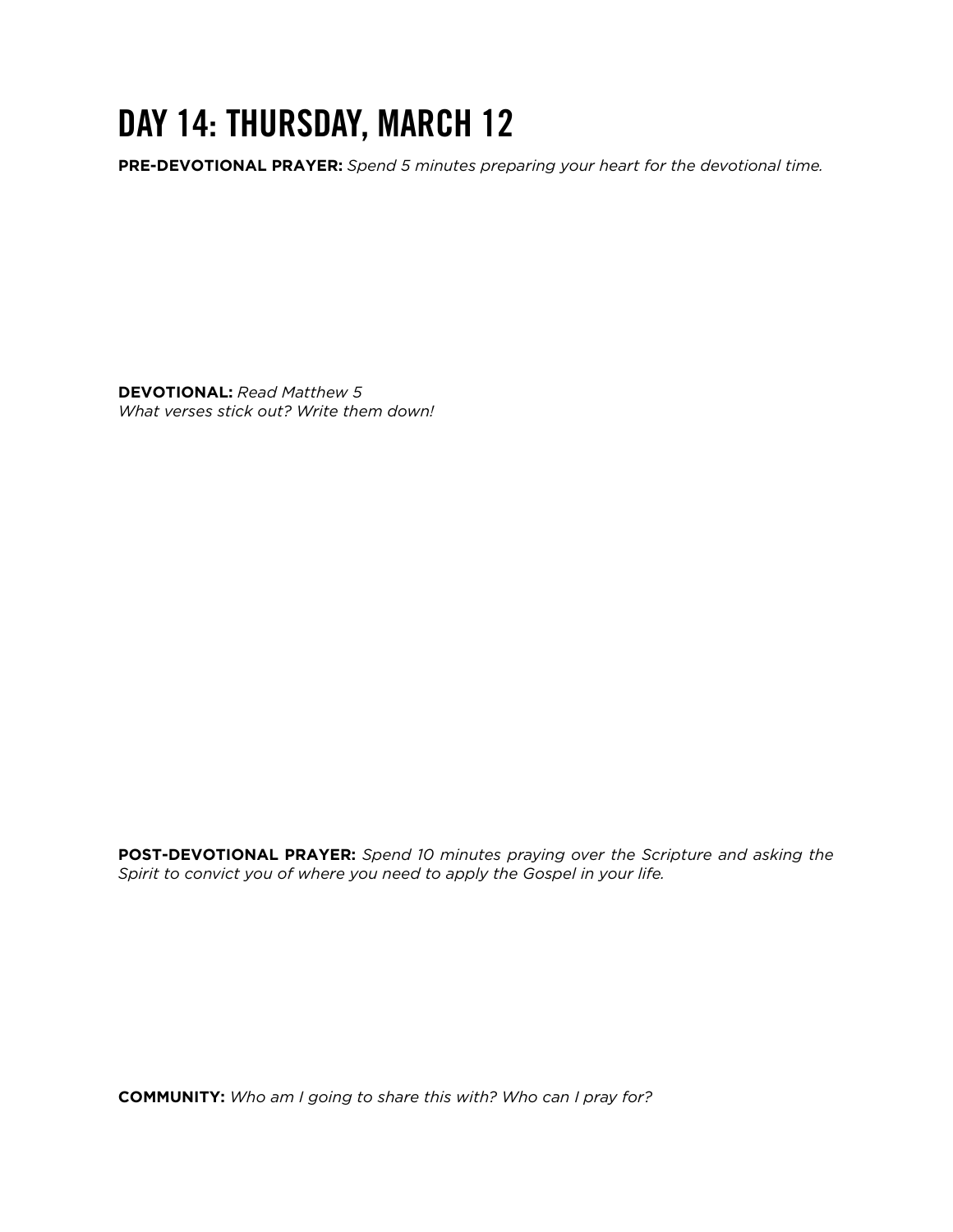# DAY 14: THURSDAY, MARCH 12

**PRE-DEVOTIONAL PRAYER:** *Spend 5 minutes preparing your heart for the devotional time.*

**DEVOTIONAL:** *Read Matthew 5*
*What verses stick out? Write them down!*

**POST-DEVOTIONAL PRAYER:** *Spend 10 minutes praying over the Scripture and asking the Spirit to convict you of where you need to apply the Gospel in your life.*

**COMMUNITY:** *Who am I going to share this with? Who can I pray for?*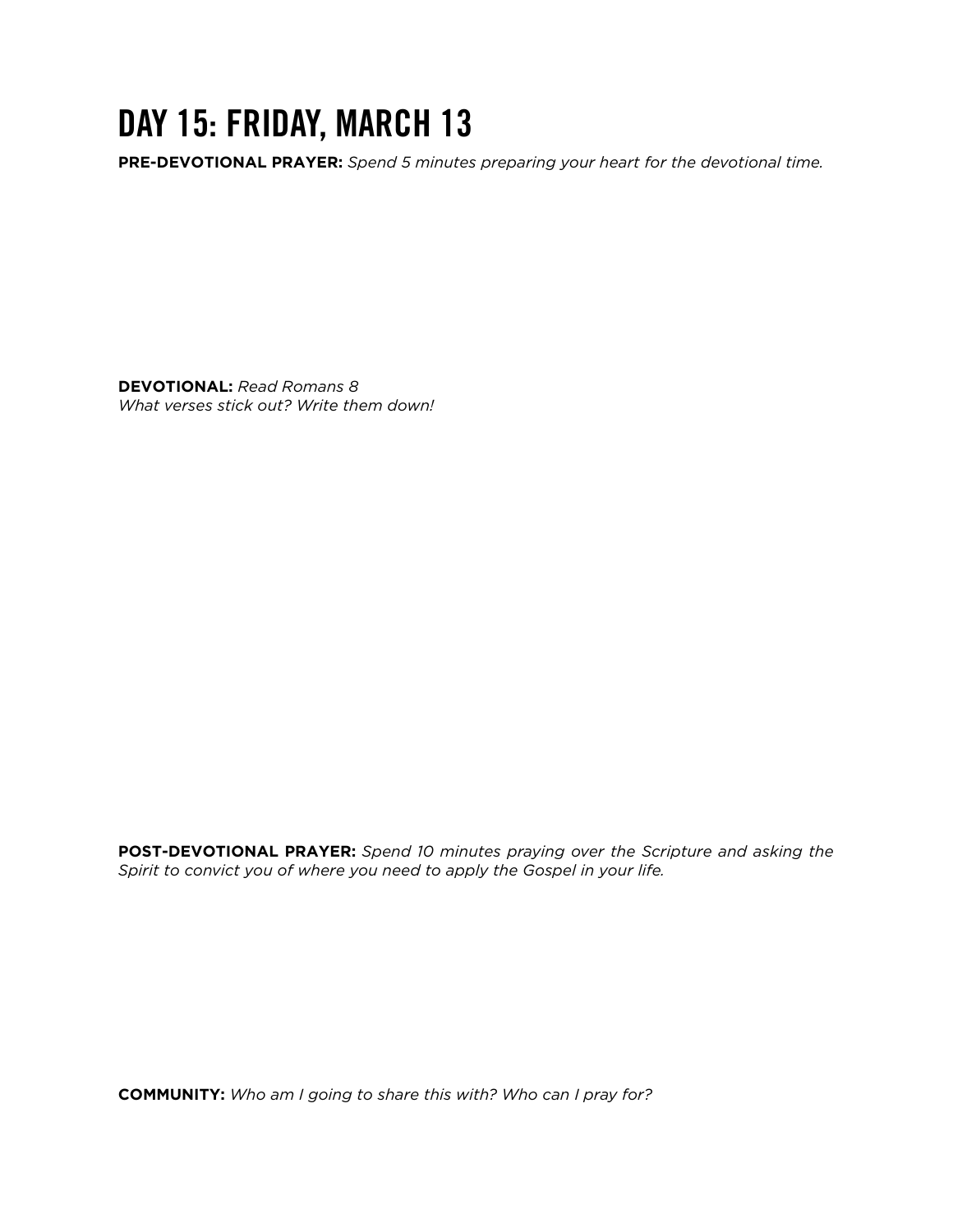# DAY 15: FRIDAY, MARCH 13

**PRE-DEVOTIONAL PRAYER:** *Spend 5 minutes preparing your heart for the devotional time.*

**DEVOTIONAL:** *Read Romans 8*
*What verses stick out? Write them down!*

**POST-DEVOTIONAL PRAYER:** *Spend 10 minutes praying over the Scripture and asking the Spirit to convict you of where you need to apply the Gospel in your life.*

**COMMUNITY:** *Who am I going to share this with? Who can I pray for?*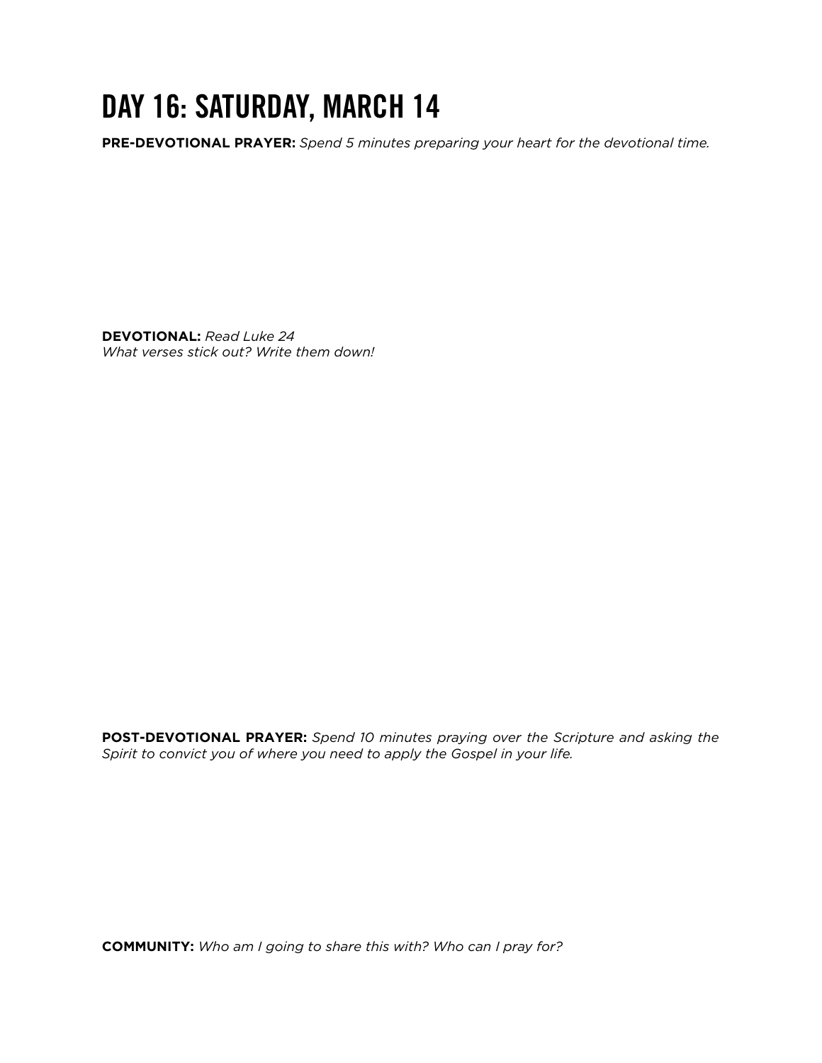# DAY 16: SATURDAY, MARCH 14

**PRE-DEVOTIONAL PRAYER:** *Spend 5 minutes preparing your heart for the devotional time.*

**DEVOTIONAL:** *Read Luke 24*
*What verses stick out? Write them down!*

**POST-DEVOTIONAL PRAYER:** *Spend 10 minutes praying over the Scripture and asking the Spirit to convict you of where you need to apply the Gospel in your life.*

**COMMUNITY:** *Who am I going to share this with? Who can I pray for?*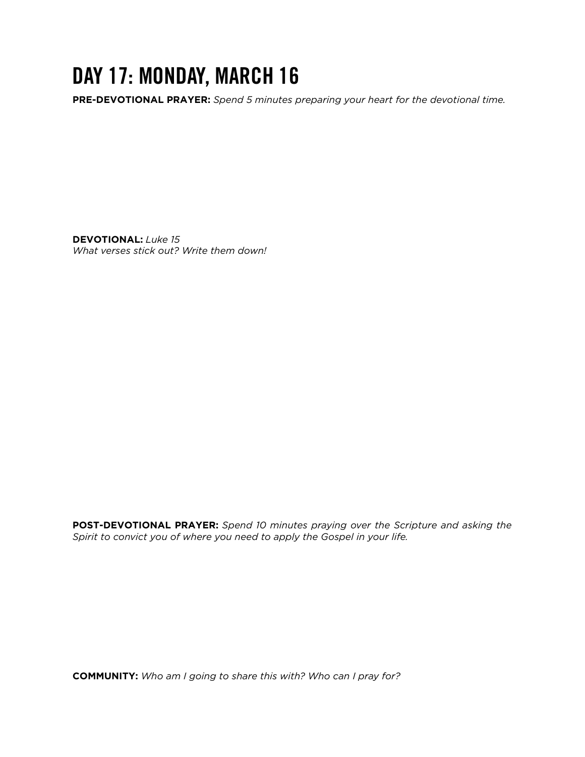# DAY 17: MONDAY, MARCH 16

**PRE-DEVOTIONAL PRAYER:** *Spend 5 minutes preparing your heart for the devotional time.*

**DEVOTIONAL:** *Luke 15*
*What verses stick out? Write them down!*

**POST-DEVOTIONAL PRAYER:** *Spend 10 minutes praying over the Scripture and asking the Spirit to convict you of where you need to apply the Gospel in your life.*

**COMMUNITY:** *Who am I going to share this with? Who can I pray for?*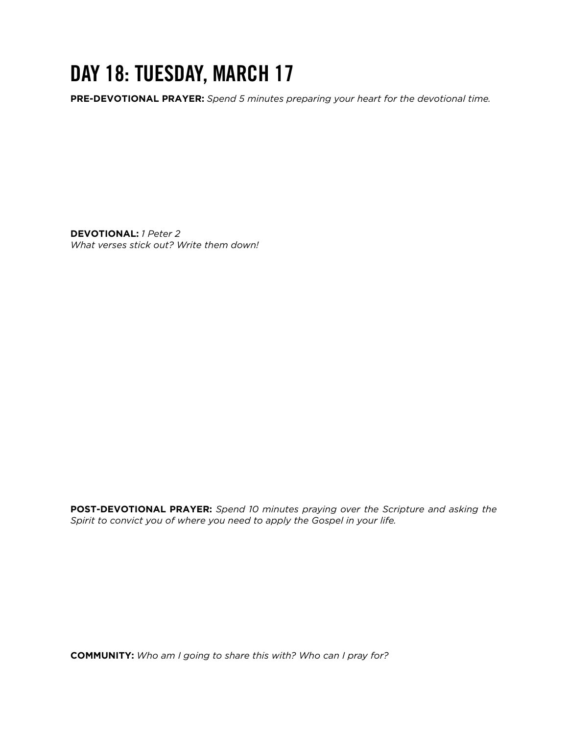# DAY 18: TUESDAY, MARCH 17

**PRE-DEVOTIONAL PRAYER:** *Spend 5 minutes preparing your heart for the devotional time.*

**DEVOTIONAL:** *1 Peter 2*
*What verses stick out? Write them down!*

**POST-DEVOTIONAL PRAYER:** *Spend 10 minutes praying over the Scripture and asking the Spirit to convict you of where you need to apply the Gospel in your life.*

**COMMUNITY:** *Who am I going to share this with? Who can I pray for?*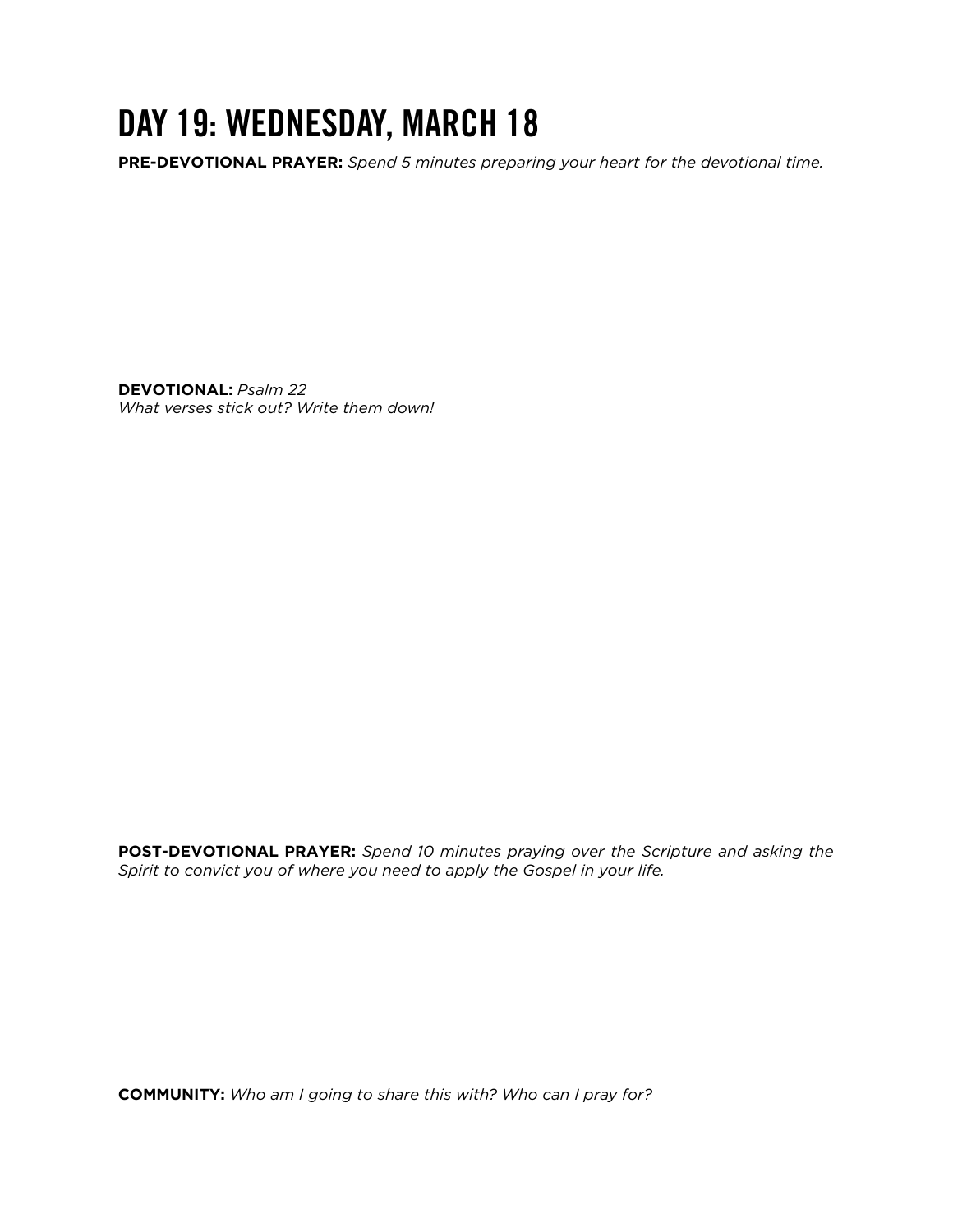# DAY 19: WEDNESDAY, MARCH 18

**PRE-DEVOTIONAL PRAYER:** *Spend 5 minutes preparing your heart for the devotional time.*

**DEVOTIONAL:** *Psalm 22*
*What verses stick out? Write them down!*

**POST-DEVOTIONAL PRAYER:** *Spend 10 minutes praying over the Scripture and asking the Spirit to convict you of where you need to apply the Gospel in your life.*

**COMMUNITY:** *Who am I going to share this with? Who can I pray for?*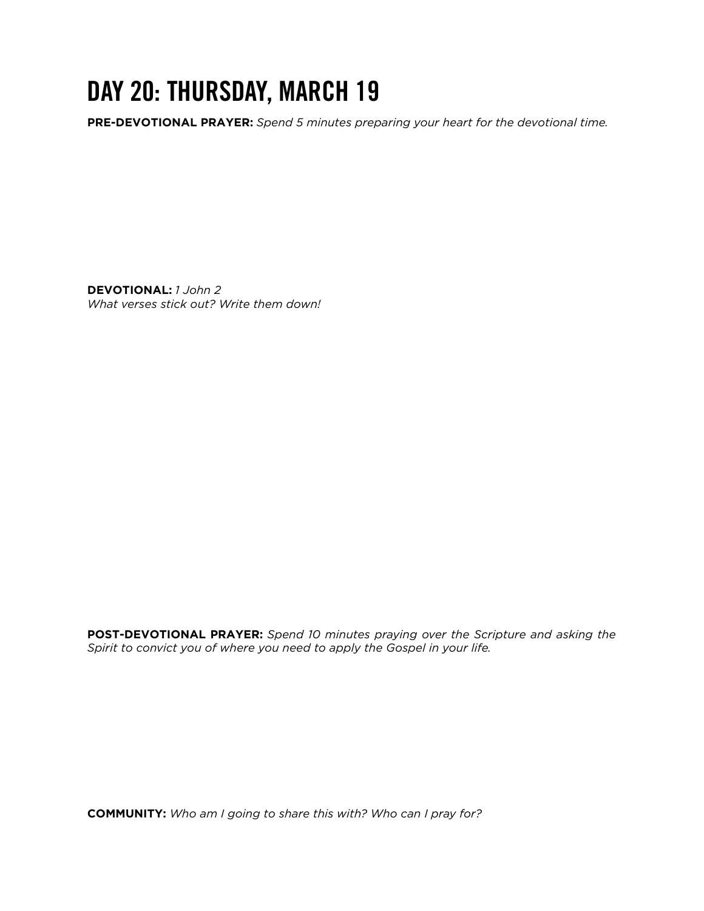# DAY 20: THURSDAY, MARCH 19

**PRE-DEVOTIONAL PRAYER:** *Spend 5 minutes preparing your heart for the devotional time.*

**DEVOTIONAL:** *1 John 2*
*What verses stick out? Write them down!*

**POST-DEVOTIONAL PRAYER:** *Spend 10 minutes praying over the Scripture and asking the Spirit to convict you of where you need to apply the Gospel in your life.*

**COMMUNITY:** *Who am I going to share this with? Who can I pray for?*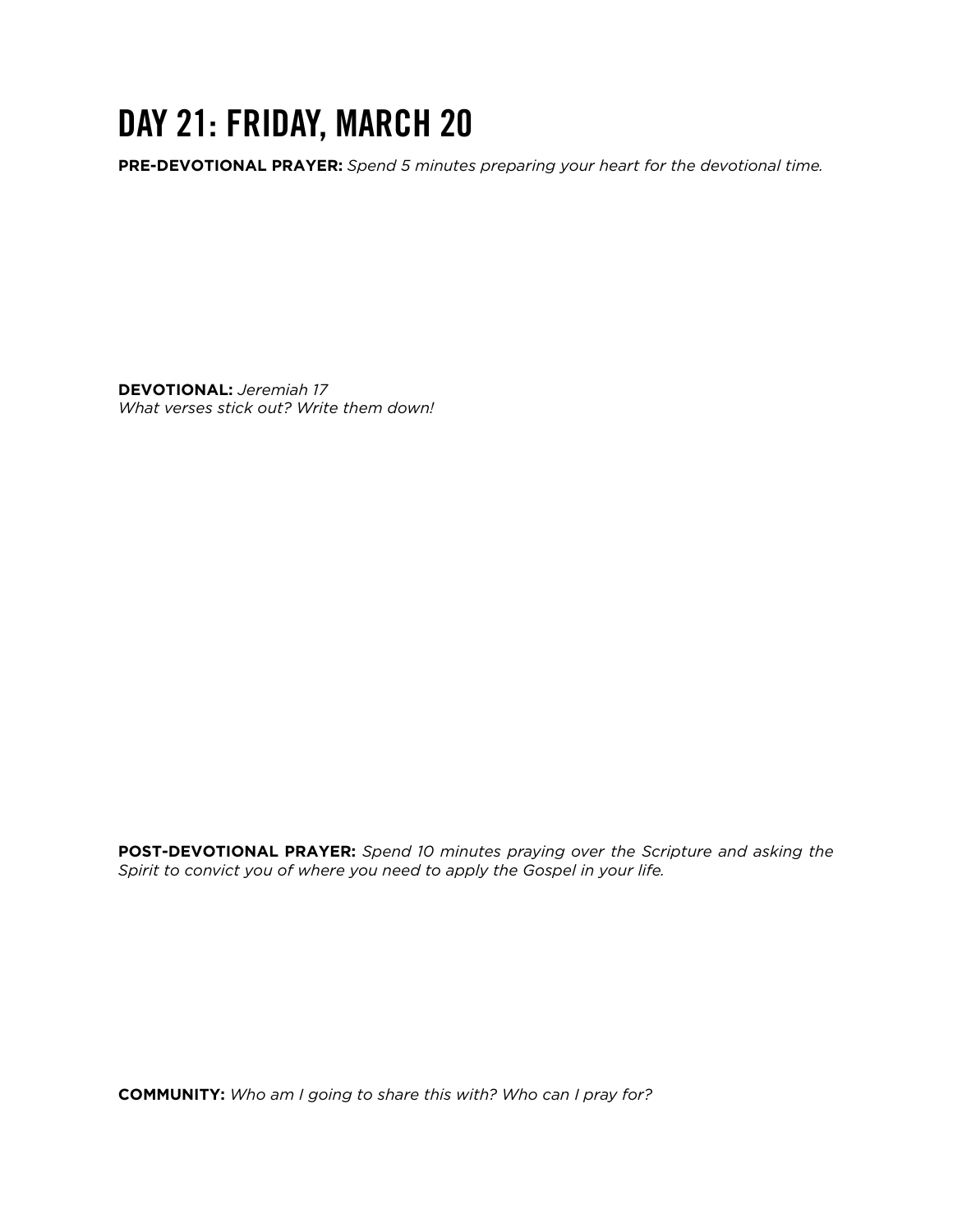# DAY 21: FRIDAY, MARCH 20

**PRE-DEVOTIONAL PRAYER:** *Spend 5 minutes preparing your heart for the devotional time.*

**DEVOTIONAL:** *Jeremiah 17*
*What verses stick out? Write them down!*

**POST-DEVOTIONAL PRAYER:** *Spend 10 minutes praying over the Scripture and asking the Spirit to convict you of where you need to apply the Gospel in your life.*

**COMMUNITY:** *Who am I going to share this with? Who can I pray for?*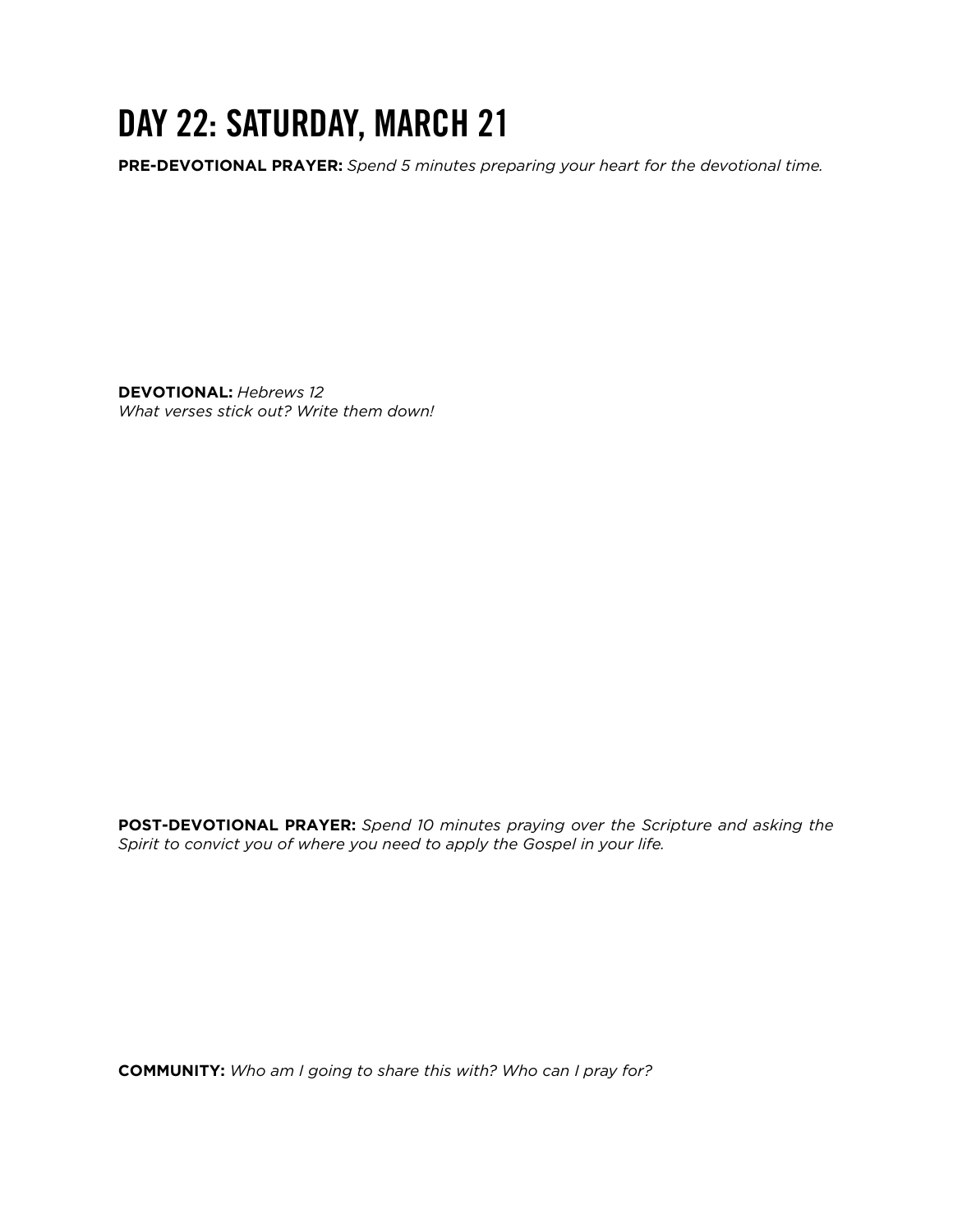# DAY 22: SATURDAY, MARCH 21

**PRE-DEVOTIONAL PRAYER:** *Spend 5 minutes preparing your heart for the devotional time.*

**DEVOTIONAL:** *Hebrews 12*
*What verses stick out? Write them down!*

**POST-DEVOTIONAL PRAYER:** *Spend 10 minutes praying over the Scripture and asking the Spirit to convict you of where you need to apply the Gospel in your life.*

**COMMUNITY:** *Who am I going to share this with? Who can I pray for?*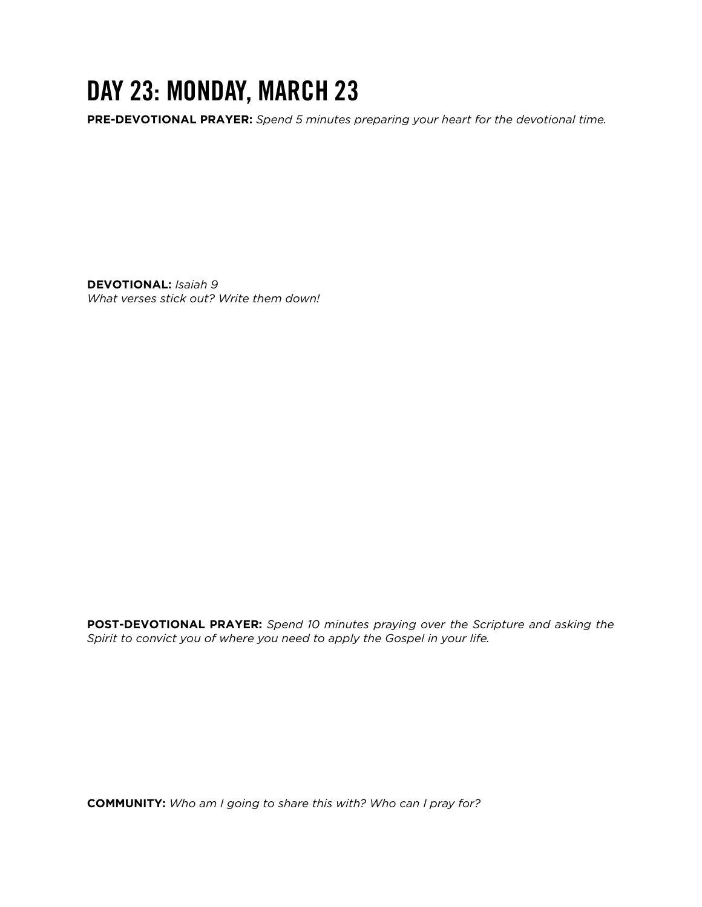# DAY 23: MONDAY, MARCH 23

**PRE-DEVOTIONAL PRAYER:** *Spend 5 minutes preparing your heart for the devotional time.*

**DEVOTIONAL:** *Isaiah 9*
*What verses stick out? Write them down!*

**POST-DEVOTIONAL PRAYER:** *Spend 10 minutes praying over the Scripture and asking the Spirit to convict you of where you need to apply the Gospel in your life.*

**COMMUNITY:** *Who am I going to share this with? Who can I pray for?*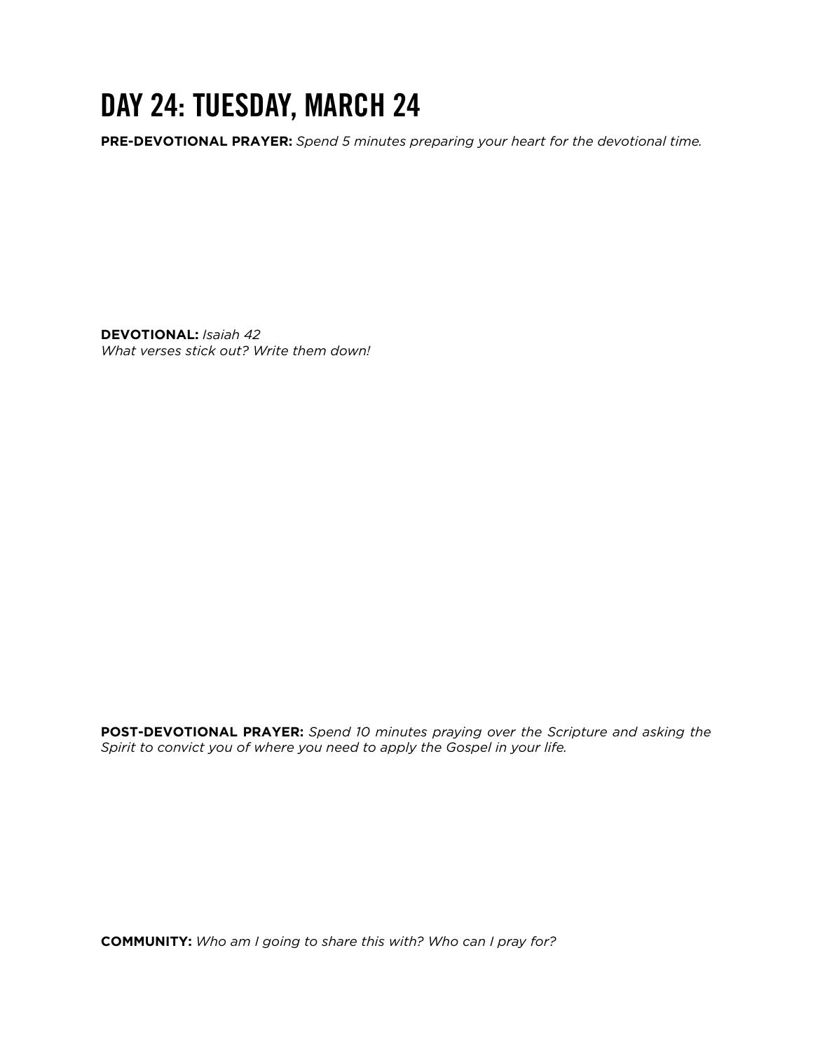# DAY 24: TUESDAY, MARCH 24

**PRE-DEVOTIONAL PRAYER:** *Spend 5 minutes preparing your heart for the devotional time.*

**DEVOTIONAL:** *Isaiah 42*
*What verses stick out? Write them down!*

**POST-DEVOTIONAL PRAYER:** *Spend 10 minutes praying over the Scripture and asking the Spirit to convict you of where you need to apply the Gospel in your life.*

**COMMUNITY:** *Who am I going to share this with? Who can I pray for?*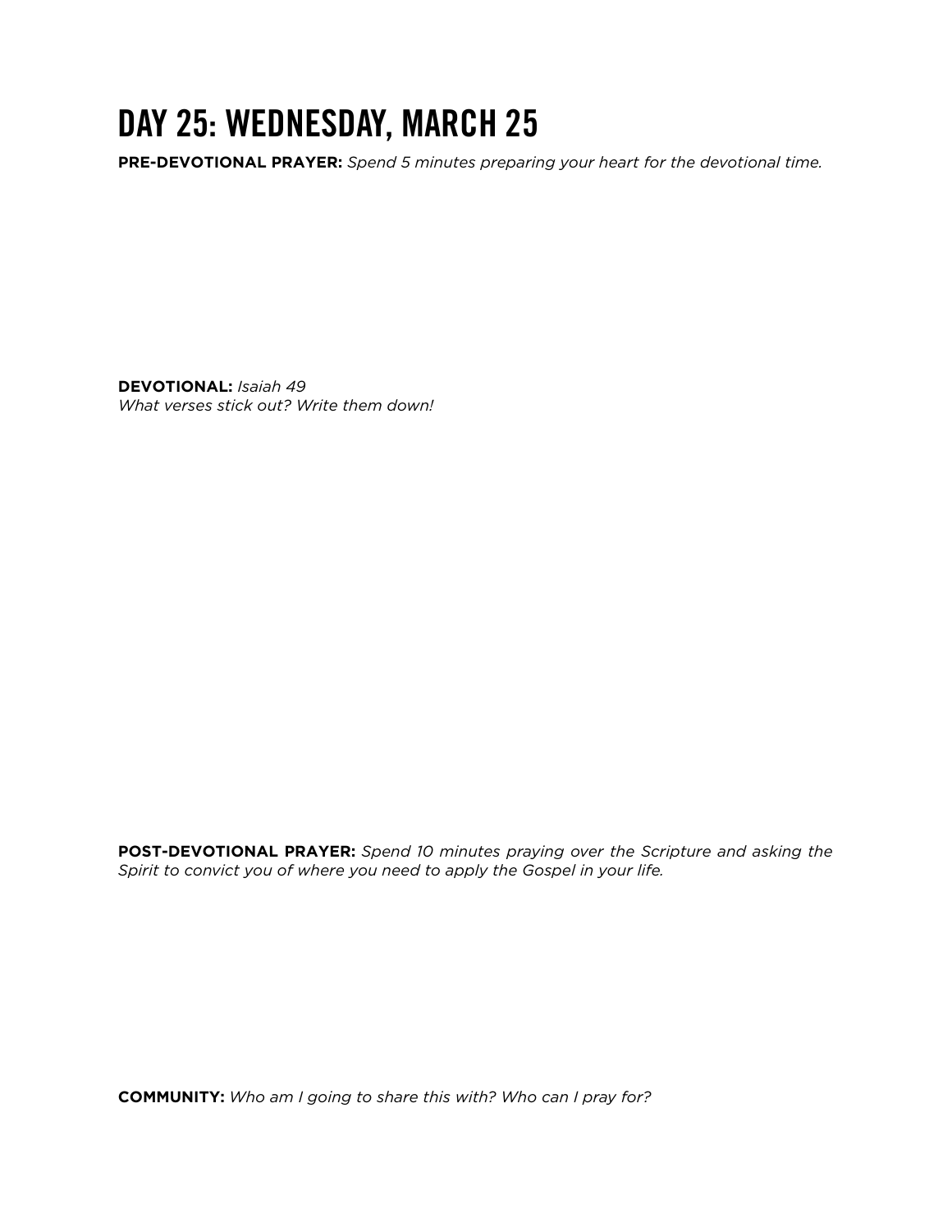# DAY 25: WEDNESDAY, MARCH 25

**PRE-DEVOTIONAL PRAYER:** *Spend 5 minutes preparing your heart for the devotional time.*

**DEVOTIONAL:** *Isaiah 49*
*What verses stick out? Write them down!*

**POST-DEVOTIONAL PRAYER:** *Spend 10 minutes praying over the Scripture and asking the Spirit to convict you of where you need to apply the Gospel in your life.*

**COMMUNITY:** *Who am I going to share this with? Who can I pray for?*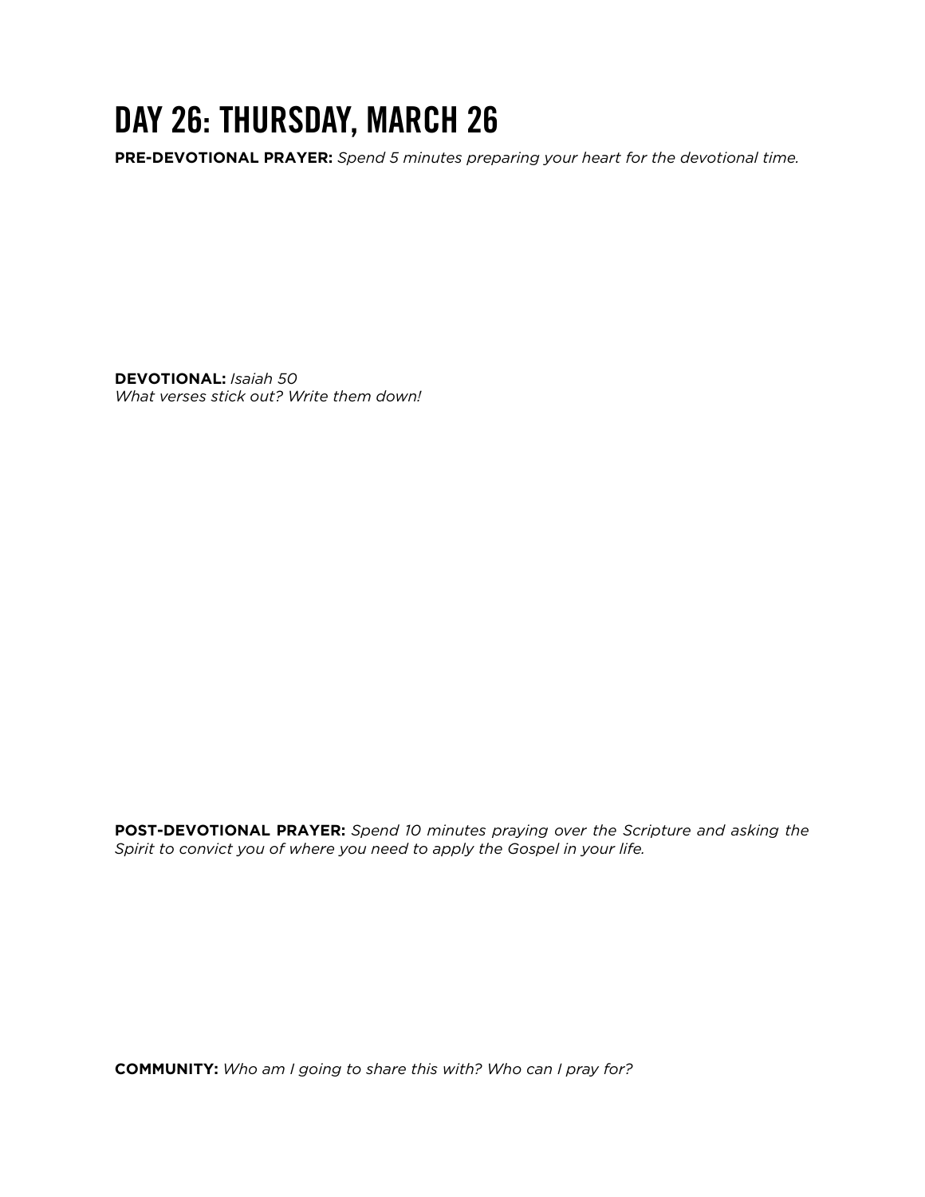# DAY 26: THURSDAY, MARCH 26

**PRE-DEVOTIONAL PRAYER:** *Spend 5 minutes preparing your heart for the devotional time.*

**DEVOTIONAL:** *Isaiah 50*
*What verses stick out? Write them down!*

**POST-DEVOTIONAL PRAYER:** *Spend 10 minutes praying over the Scripture and asking the Spirit to convict you of where you need to apply the Gospel in your life.*

**COMMUNITY:** *Who am I going to share this with? Who can I pray for?*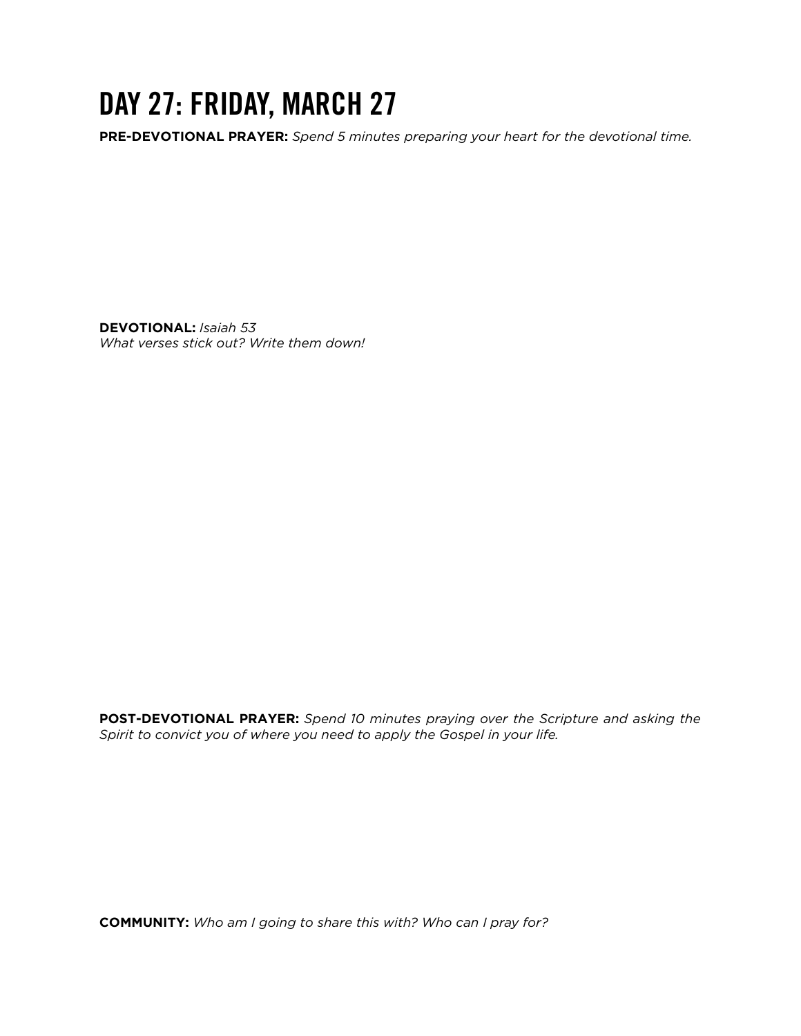# DAY 27: FRIDAY, MARCH 27

**PRE-DEVOTIONAL PRAYER:** *Spend 5 minutes preparing your heart for the devotional time.*

**DEVOTIONAL:** *Isaiah 53*
*What verses stick out? Write them down!*

**POST-DEVOTIONAL PRAYER:** *Spend 10 minutes praying over the Scripture and asking the Spirit to convict you of where you need to apply the Gospel in your life.*

**COMMUNITY:** *Who am I going to share this with? Who can I pray for?*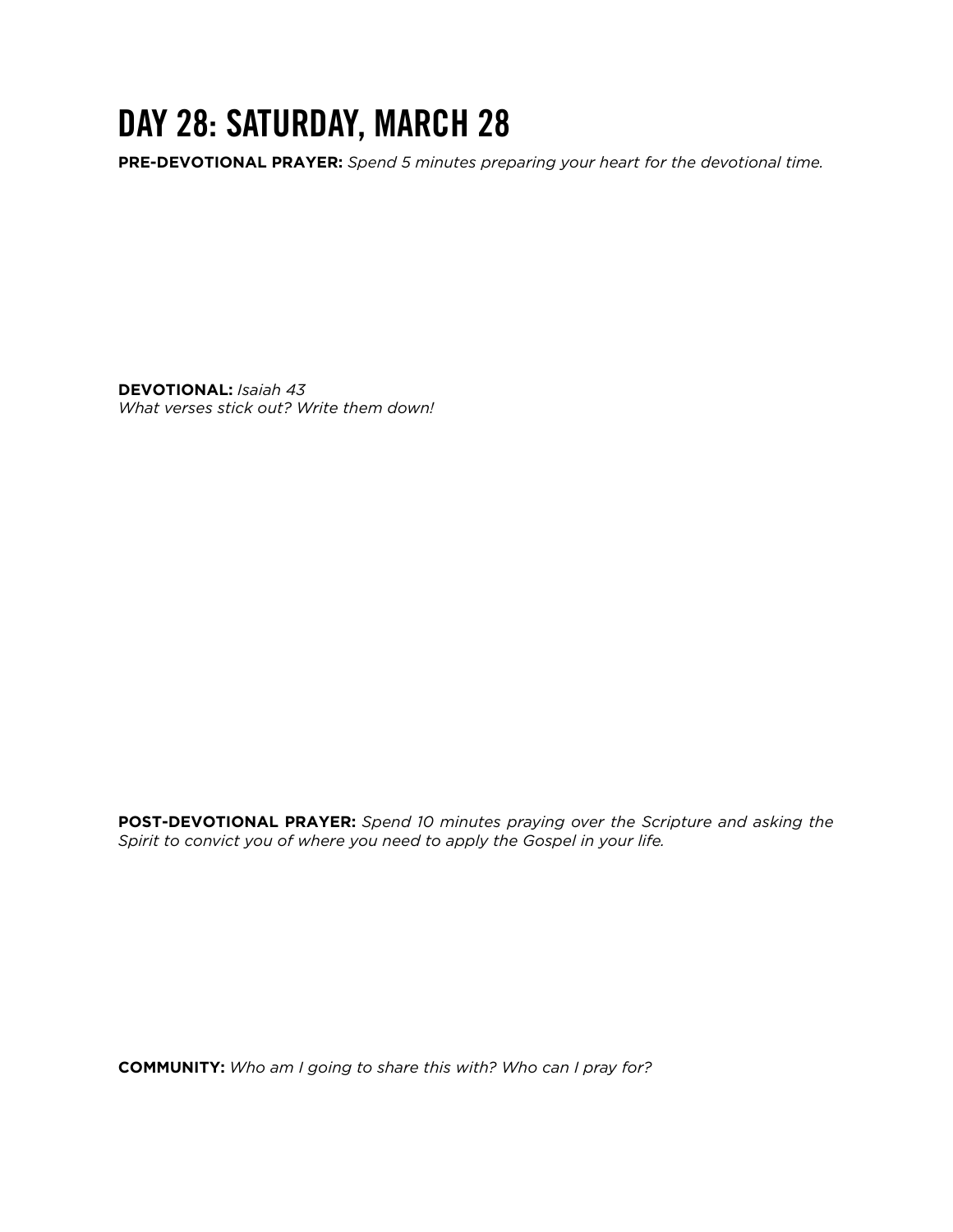# DAY 28: SATURDAY, MARCH 28

**PRE-DEVOTIONAL PRAYER:** *Spend 5 minutes preparing your heart for the devotional time.*

**DEVOTIONAL:** *Isaiah 43*
*What verses stick out? Write them down!*

**POST-DEVOTIONAL PRAYER:** *Spend 10 minutes praying over the Scripture and asking the Spirit to convict you of where you need to apply the Gospel in your life.*

**COMMUNITY:** *Who am I going to share this with? Who can I pray for?*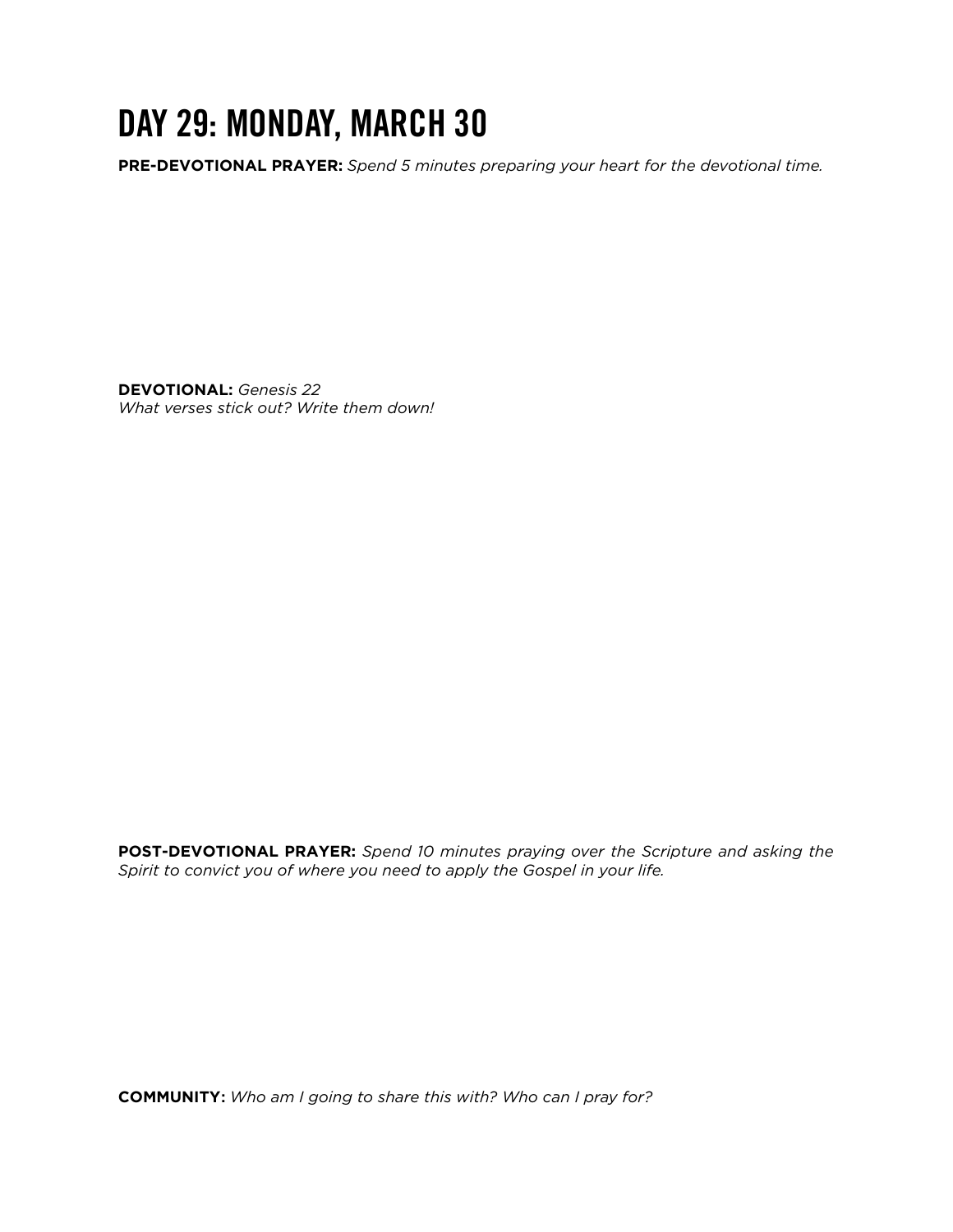# DAY 29: MONDAY, MARCH 30

**PRE-DEVOTIONAL PRAYER:** *Spend 5 minutes preparing your heart for the devotional time.*

**DEVOTIONAL:** *Genesis 22*
*What verses stick out? Write them down!*

**POST-DEVOTIONAL PRAYER:** *Spend 10 minutes praying over the Scripture and asking the Spirit to convict you of where you need to apply the Gospel in your life.*

**COMMUNITY:** *Who am I going to share this with? Who can I pray for?*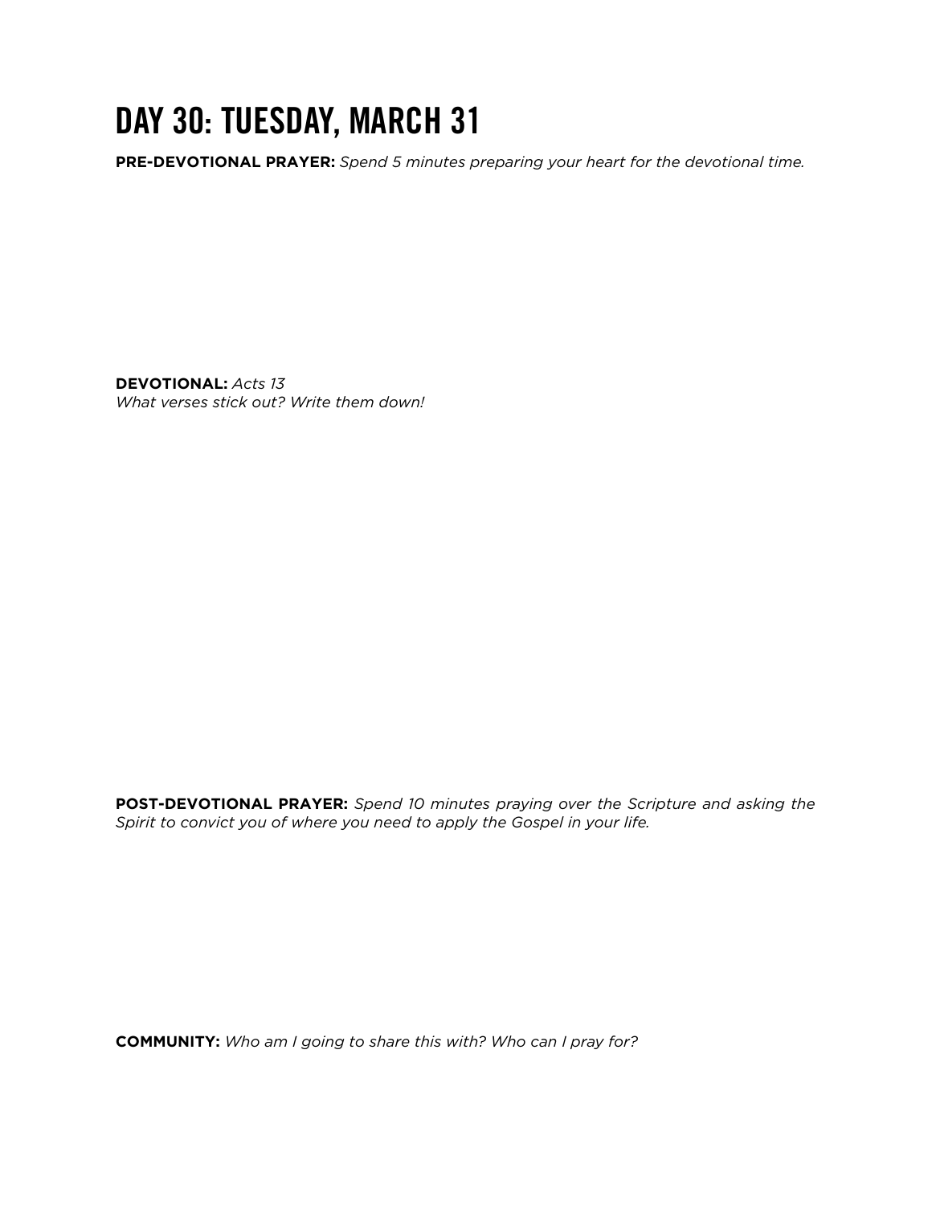# DAY 30: TUESDAY, MARCH 31

**PRE-DEVOTIONAL PRAYER:** *Spend 5 minutes preparing your heart for the devotional time.*

**DEVOTIONAL:** *Acts 13*
*What verses stick out? Write them down!*

**POST-DEVOTIONAL PRAYER:** *Spend 10 minutes praying over the Scripture and asking the Spirit to convict you of where you need to apply the Gospel in your life.*

**COMMUNITY:** *Who am I going to share this with? Who can I pray for?*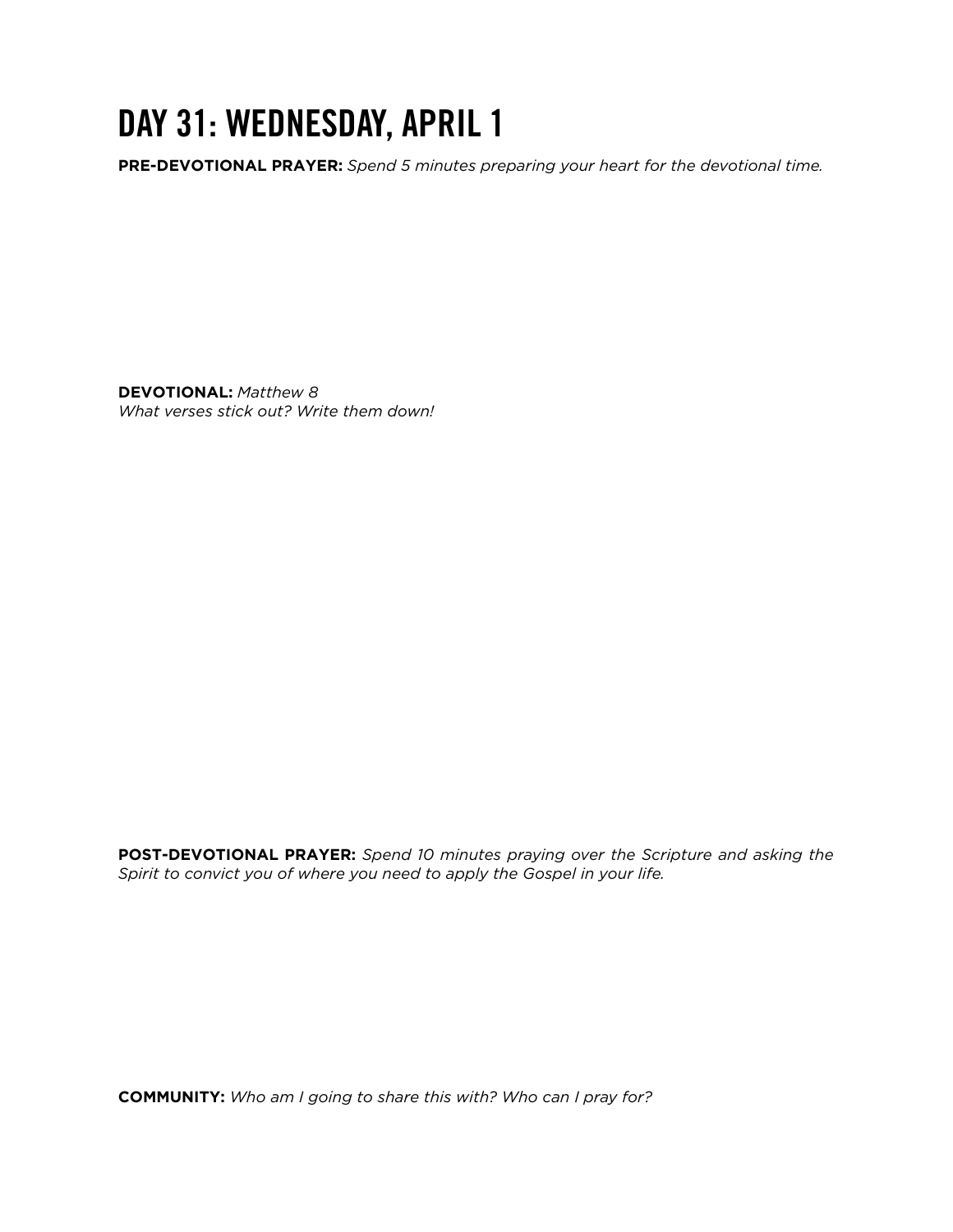# DAY 31: WEDNESDAY, APRIL 1

**PRE-DEVOTIONAL PRAYER:** *Spend 5 minutes preparing your heart for the devotional time.*

**DEVOTIONAL:** *Matthew 8*
*What verses stick out? Write them down!*

**POST-DEVOTIONAL PRAYER:** *Spend 10 minutes praying over the Scripture and asking the Spirit to convict you of where you need to apply the Gospel in your life.*

**COMMUNITY:** *Who am I going to share this with? Who can I pray for?*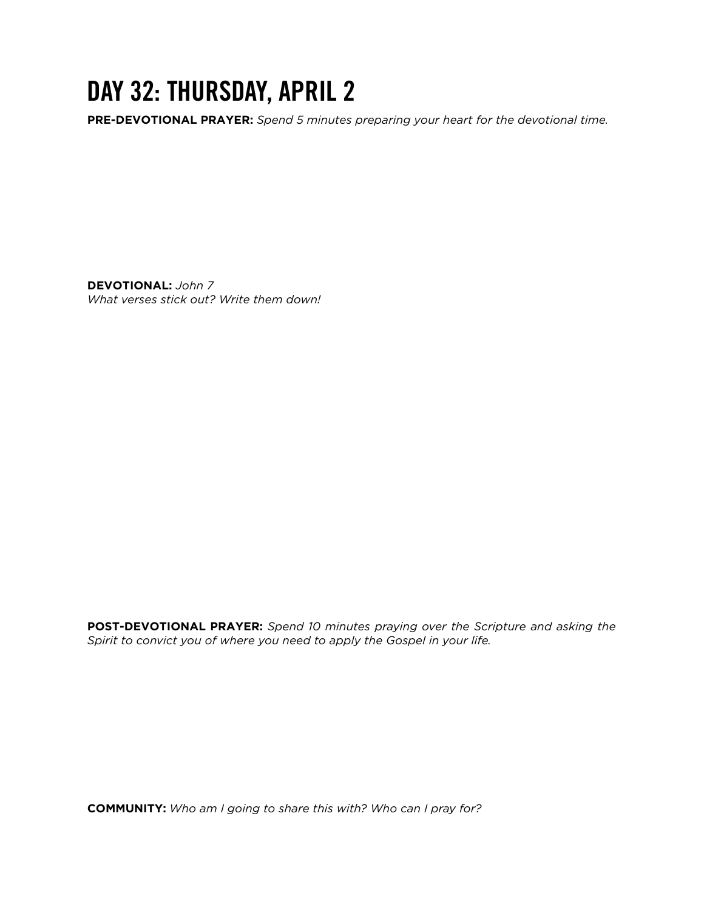# DAY 32: THURSDAY, APRIL 2

**PRE-DEVOTIONAL PRAYER:** *Spend 5 minutes preparing your heart for the devotional time.*

**DEVOTIONAL:** *John 7*
*What verses stick out? Write them down!*

**POST-DEVOTIONAL PRAYER:** *Spend 10 minutes praying over the Scripture and asking the Spirit to convict you of where you need to apply the Gospel in your life.*

**COMMUNITY:** *Who am I going to share this with? Who can I pray for?*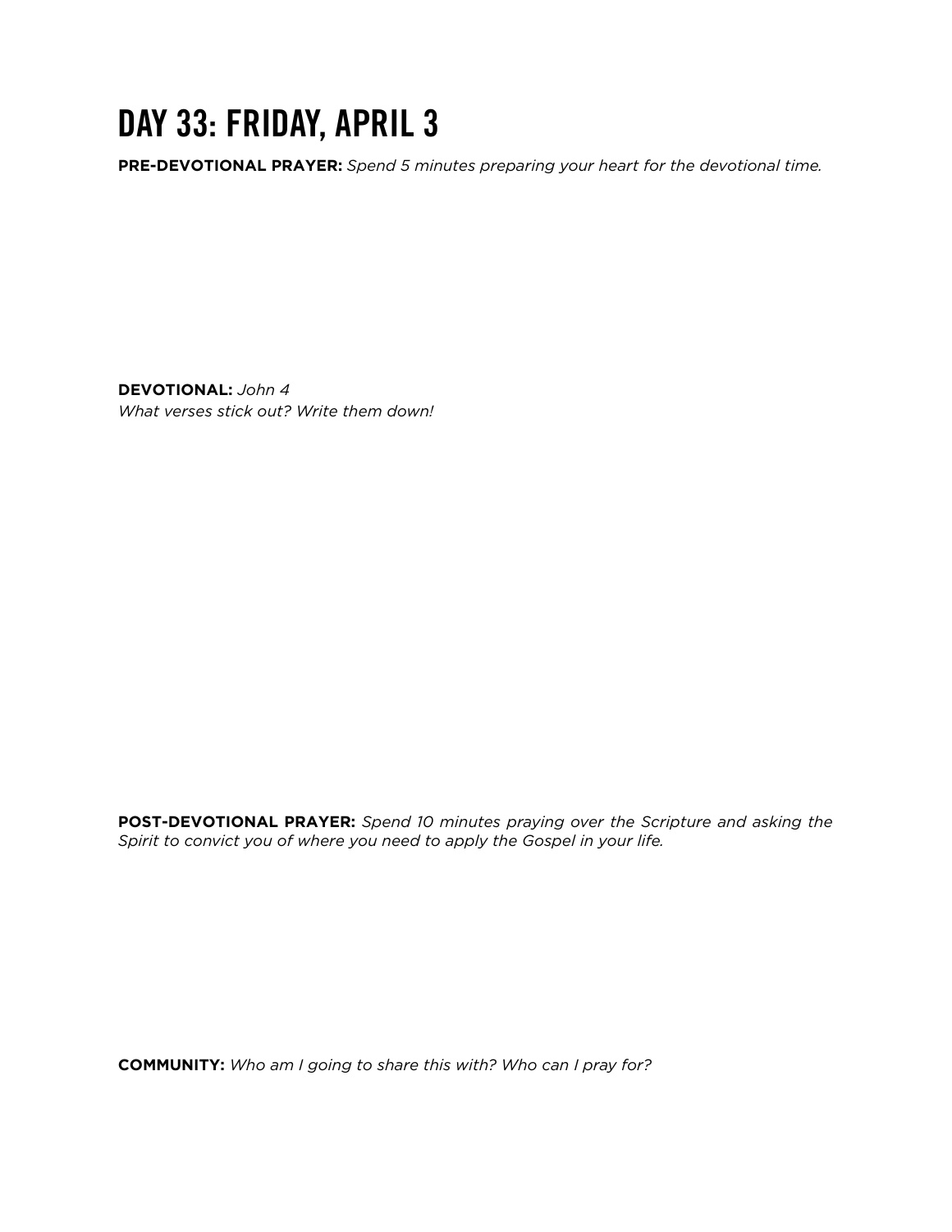# DAY 33: FRIDAY, APRIL 3

**PRE-DEVOTIONAL PRAYER:** *Spend 5 minutes preparing your heart for the devotional time.*

**DEVOTIONAL:** *John 4*
*What verses stick out? Write them down!*

**POST-DEVOTIONAL PRAYER:** *Spend 10 minutes praying over the Scripture and asking the Spirit to convict you of where you need to apply the Gospel in your life.*

**COMMUNITY:** *Who am I going to share this with? Who can I pray for?*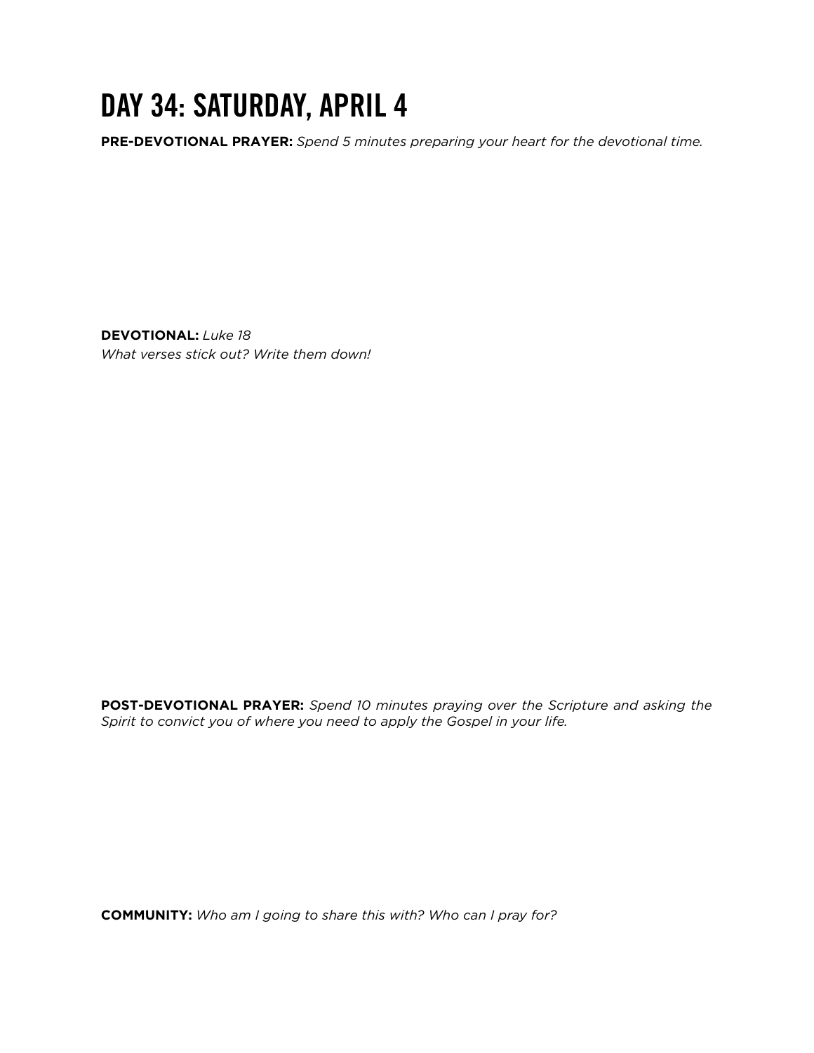# DAY 34: SATURDAY, APRIL 4

**PRE-DEVOTIONAL PRAYER:** *Spend 5 minutes preparing your heart for the devotional time.*

**DEVOTIONAL:** *Luke 18*
*What verses stick out? Write them down!*

**POST-DEVOTIONAL PRAYER:** *Spend 10 minutes praying over the Scripture and asking the Spirit to convict you of where you need to apply the Gospel in your life.*

**COMMUNITY:** *Who am I going to share this with? Who can I pray for?*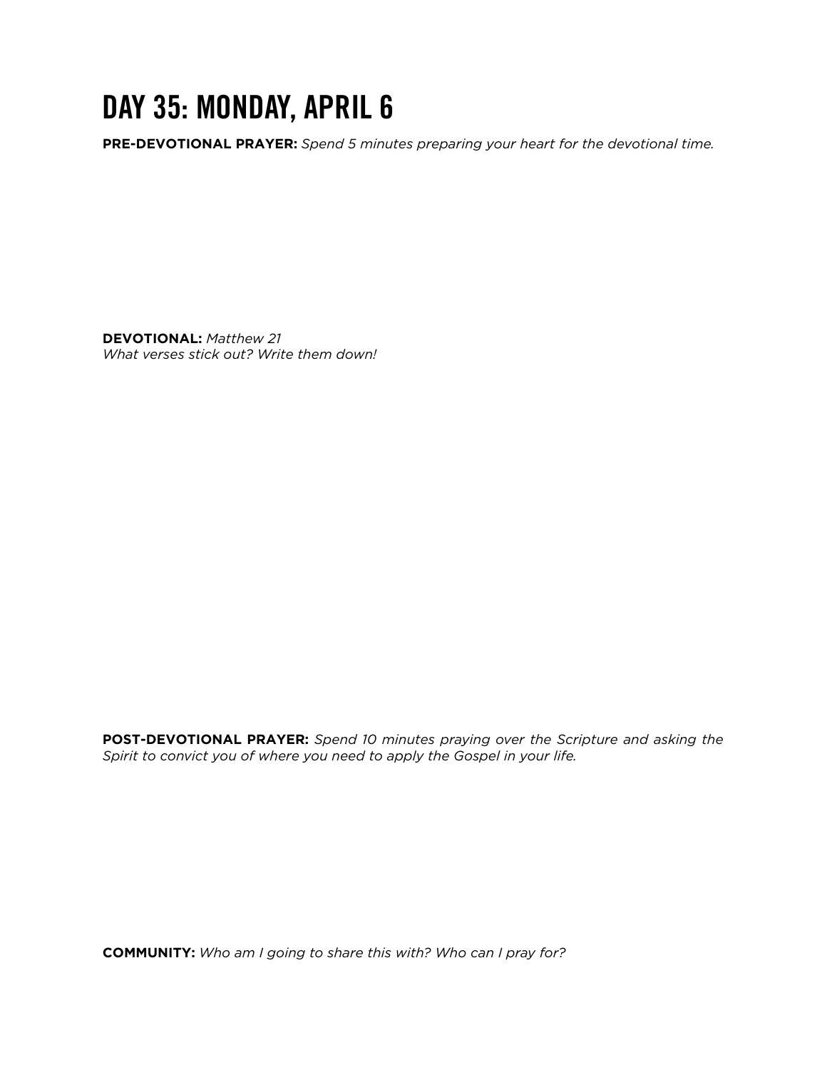# DAY 35: MONDAY, APRIL 6

**PRE-DEVOTIONAL PRAYER:** *Spend 5 minutes preparing your heart for the devotional time.*

**DEVOTIONAL:** *Matthew 21*
*What verses stick out? Write them down!*

**POST-DEVOTIONAL PRAYER:** *Spend 10 minutes praying over the Scripture and asking the Spirit to convict you of where you need to apply the Gospel in your life.*

**COMMUNITY:** *Who am I going to share this with? Who can I pray for?*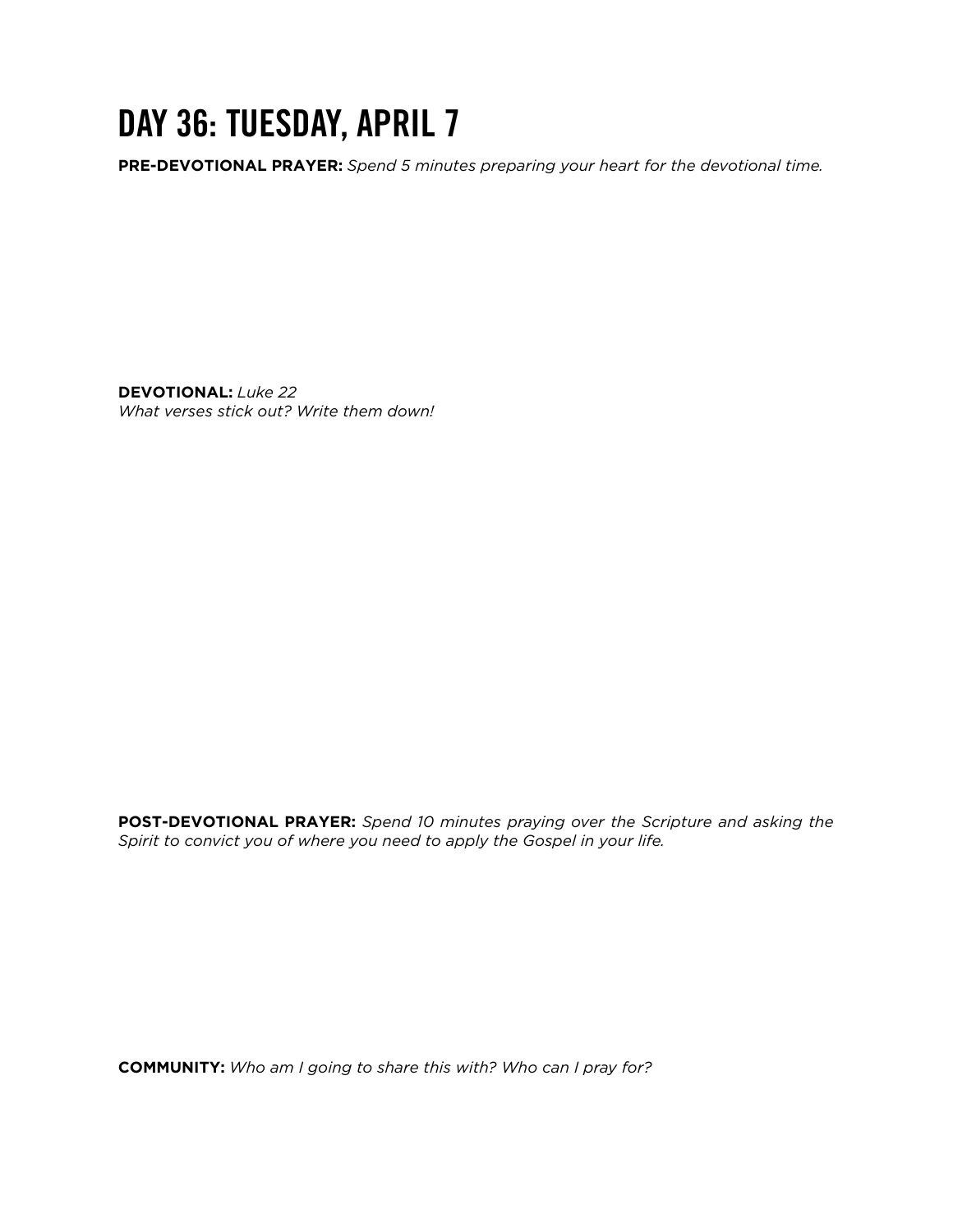# DAY 36: TUESDAY, APRIL 7

**PRE-DEVOTIONAL PRAYER:** *Spend 5 minutes preparing your heart for the devotional time.*

**DEVOTIONAL:** *Luke 22*
*What verses stick out? Write them down!*

**POST-DEVOTIONAL PRAYER:** *Spend 10 minutes praying over the Scripture and asking the Spirit to convict you of where you need to apply the Gospel in your life.*

**COMMUNITY:** *Who am I going to share this with? Who can I pray for?*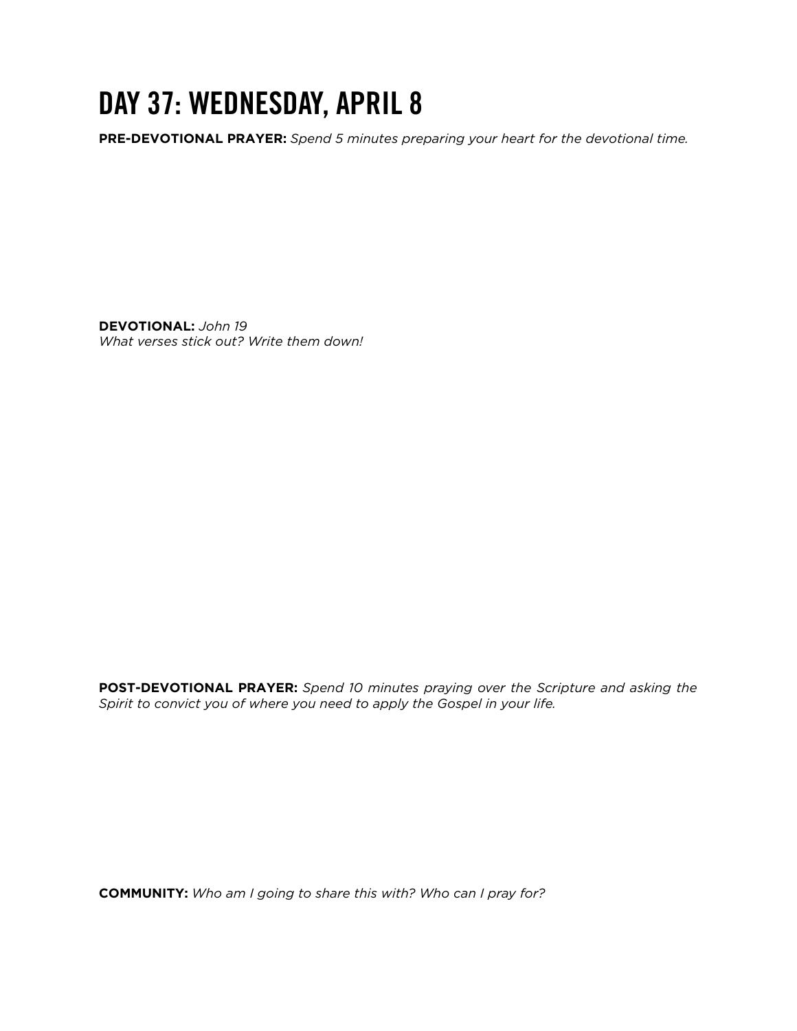# DAY 37: WEDNESDAY, APRIL 8

**PRE-DEVOTIONAL PRAYER:** *Spend 5 minutes preparing your heart for the devotional time.*

**DEVOTIONAL:** *John 19*
*What verses stick out? Write them down!*

**POST-DEVOTIONAL PRAYER:** *Spend 10 minutes praying over the Scripture and asking the Spirit to convict you of where you need to apply the Gospel in your life.*

**COMMUNITY:** *Who am I going to share this with? Who can I pray for?*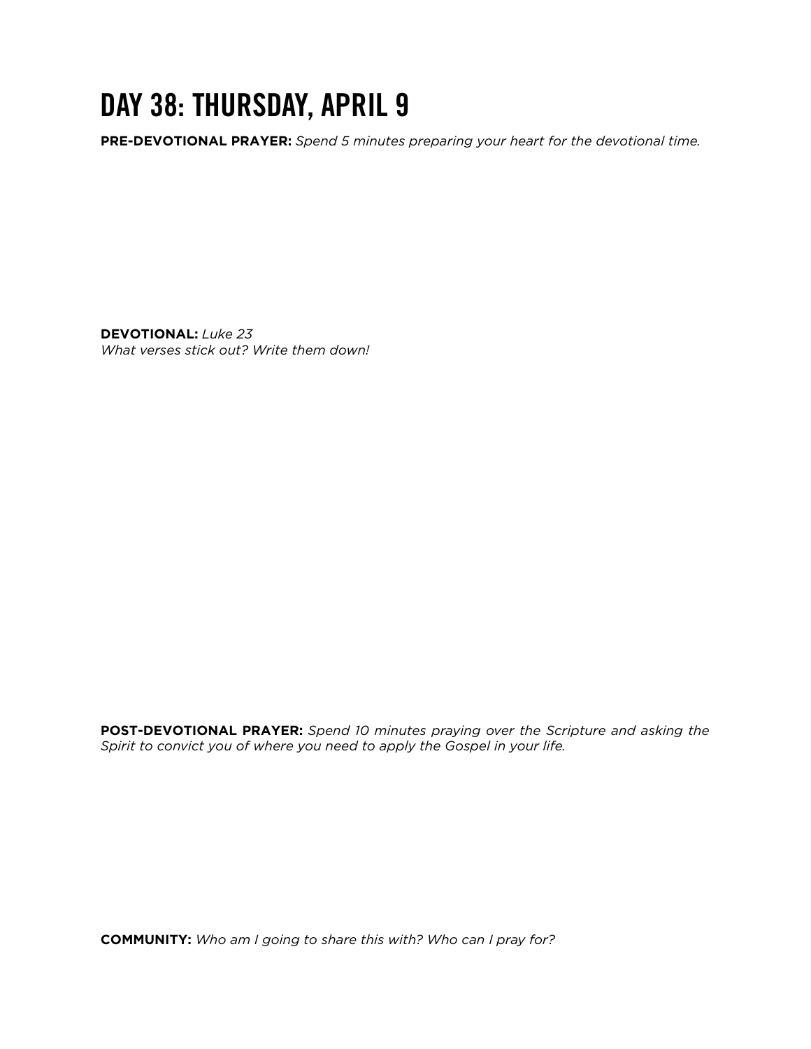# DAY 38: THURSDAY, APRIL 9

**PRE-DEVOTIONAL PRAYER:** *Spend 5 minutes preparing your heart for the devotional time.*

**DEVOTIONAL:** *Luke 23*
*What verses stick out? Write them down!*

**POST-DEVOTIONAL PRAYER:** *Spend 10 minutes praying over the Scripture and asking the Spirit to convict you of where you need to apply the Gospel in your life.*

**COMMUNITY:** *Who am I going to share this with? Who can I pray for?*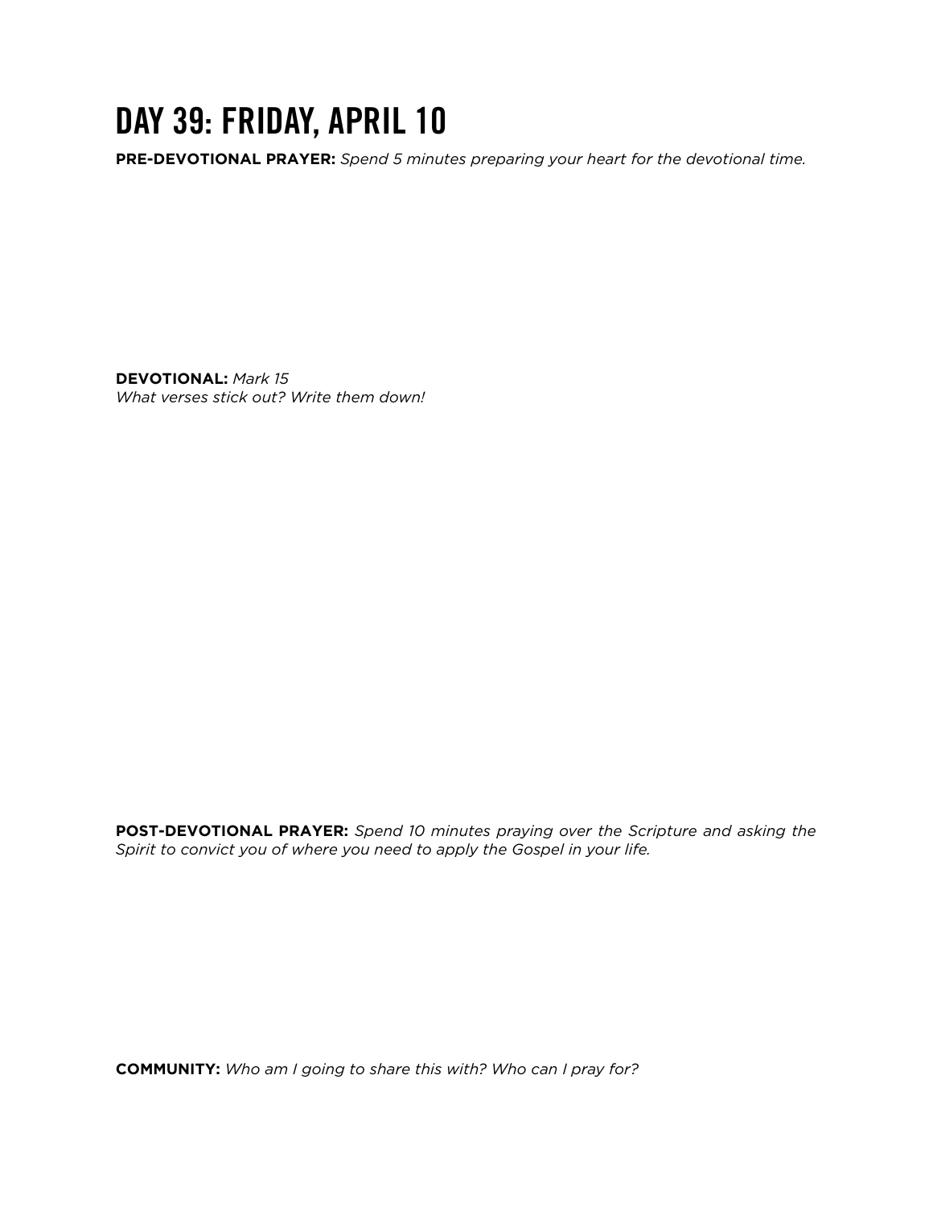# DAY 39: FRIDAY, APRIL 10

**PRE-DEVOTIONAL PRAYER:** *Spend 5 minutes preparing your heart for the devotional time.*

**DEVOTIONAL:** *Mark 15*
*What verses stick out? Write them down!*

**POST-DEVOTIONAL PRAYER:** *Spend 10 minutes praying over the Scripture and asking the Spirit to convict you of where you need to apply the Gospel in your life.*

**COMMUNITY:** *Who am I going to share this with? Who can I pray for?*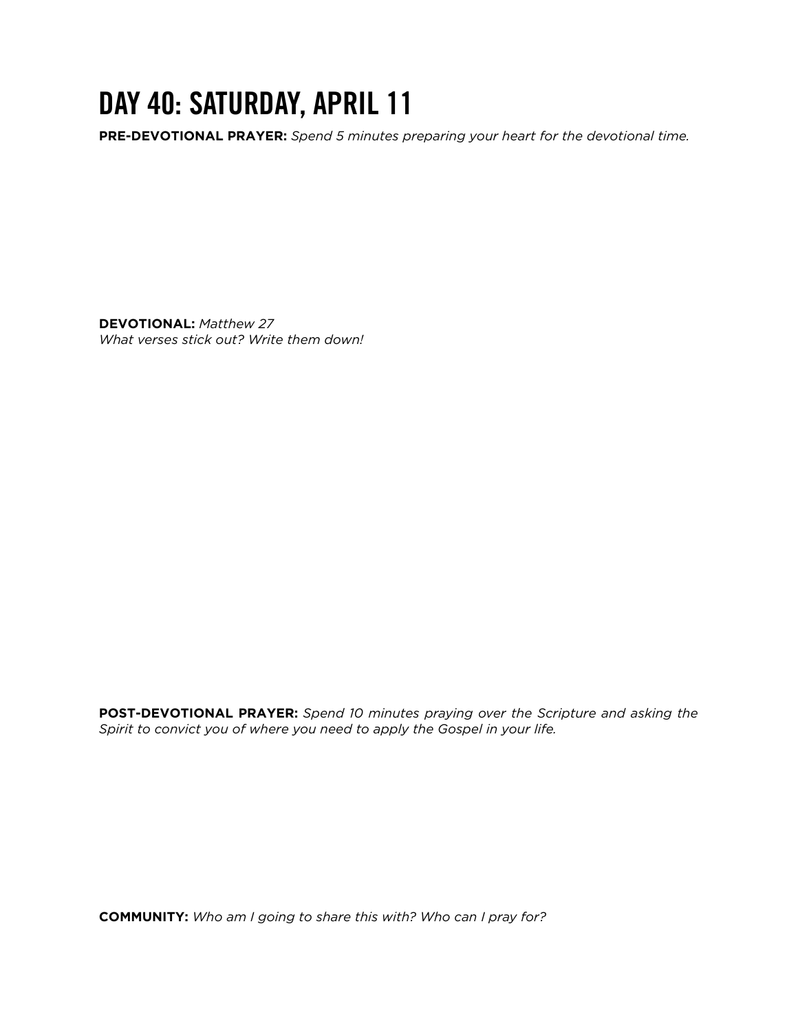# DAY 40: SATURDAY, APRIL 11

**PRE-DEVOTIONAL PRAYER:** *Spend 5 minutes preparing your heart for the devotional time.*

**DEVOTIONAL:** *Matthew 27*
*What verses stick out? Write them down!*

**POST-DEVOTIONAL PRAYER:** *Spend 10 minutes praying over the Scripture and asking the Spirit to convict you of where you need to apply the Gospel in your life.*

**COMMUNITY:** *Who am I going to share this with? Who can I pray for?*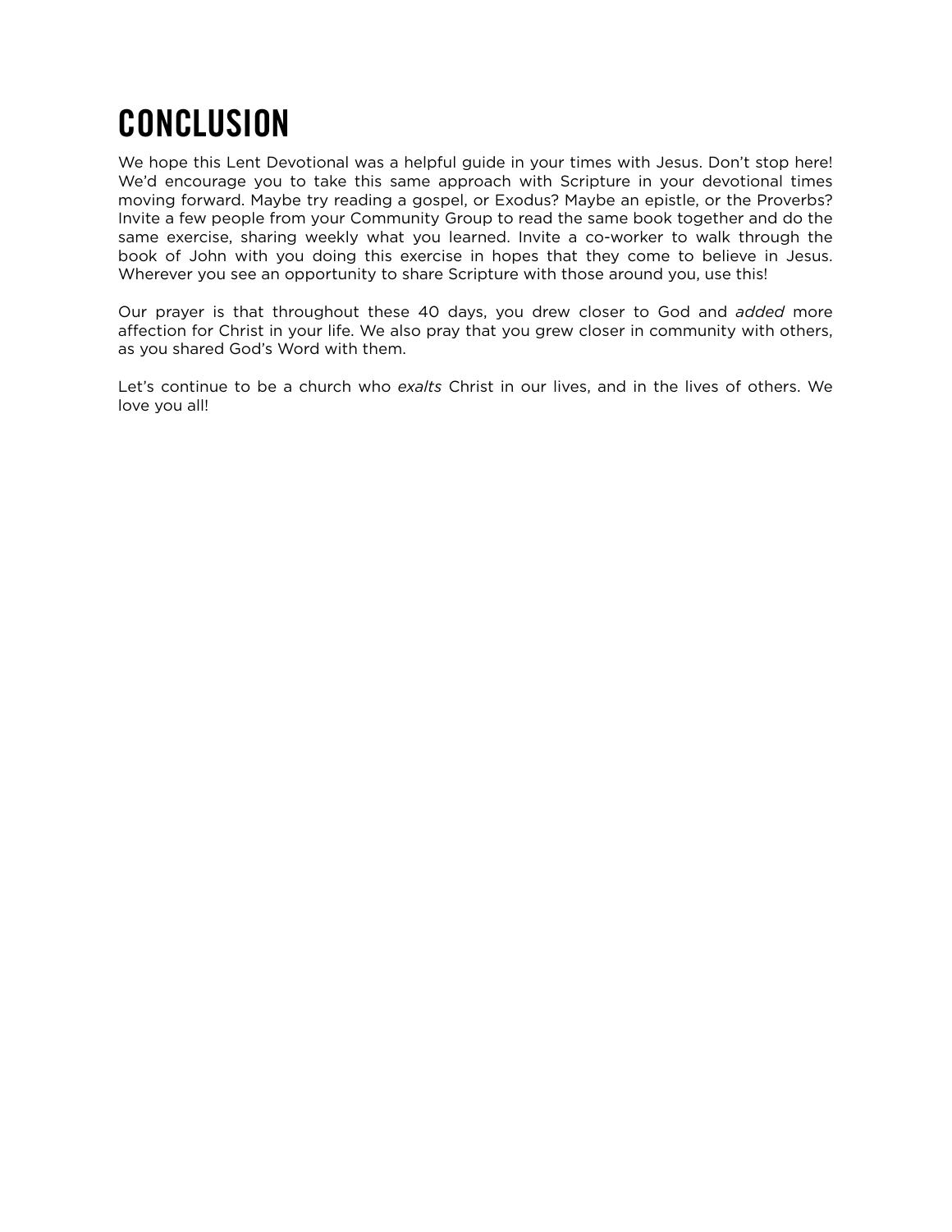# CONCLUSION

We hope this Lent Devotional was a helpful guide in your times with Jesus. Don't stop here! We'd encourage you to take this same approach with Scripture in your devotional times moving forward. Maybe try reading a gospel, or Exodus? Maybe an epistle, or the Proverbs? Invite a few people from your Community Group to read the same book together and do the same exercise, sharing weekly what you learned. Invite a co-worker to walk through the book of John with you doing this exercise in hopes that they come to believe in Jesus. Wherever you see an opportunity to share Scripture with those around you, use this!

Our prayer is that throughout these 40 days, you drew closer to God and *added* more affection for Christ in your life. We also pray that you grew closer in community with others, as you shared God's Word with them.

Let's continue to be a church who *exalts* Christ in our lives, and in the lives of others. We love you all!